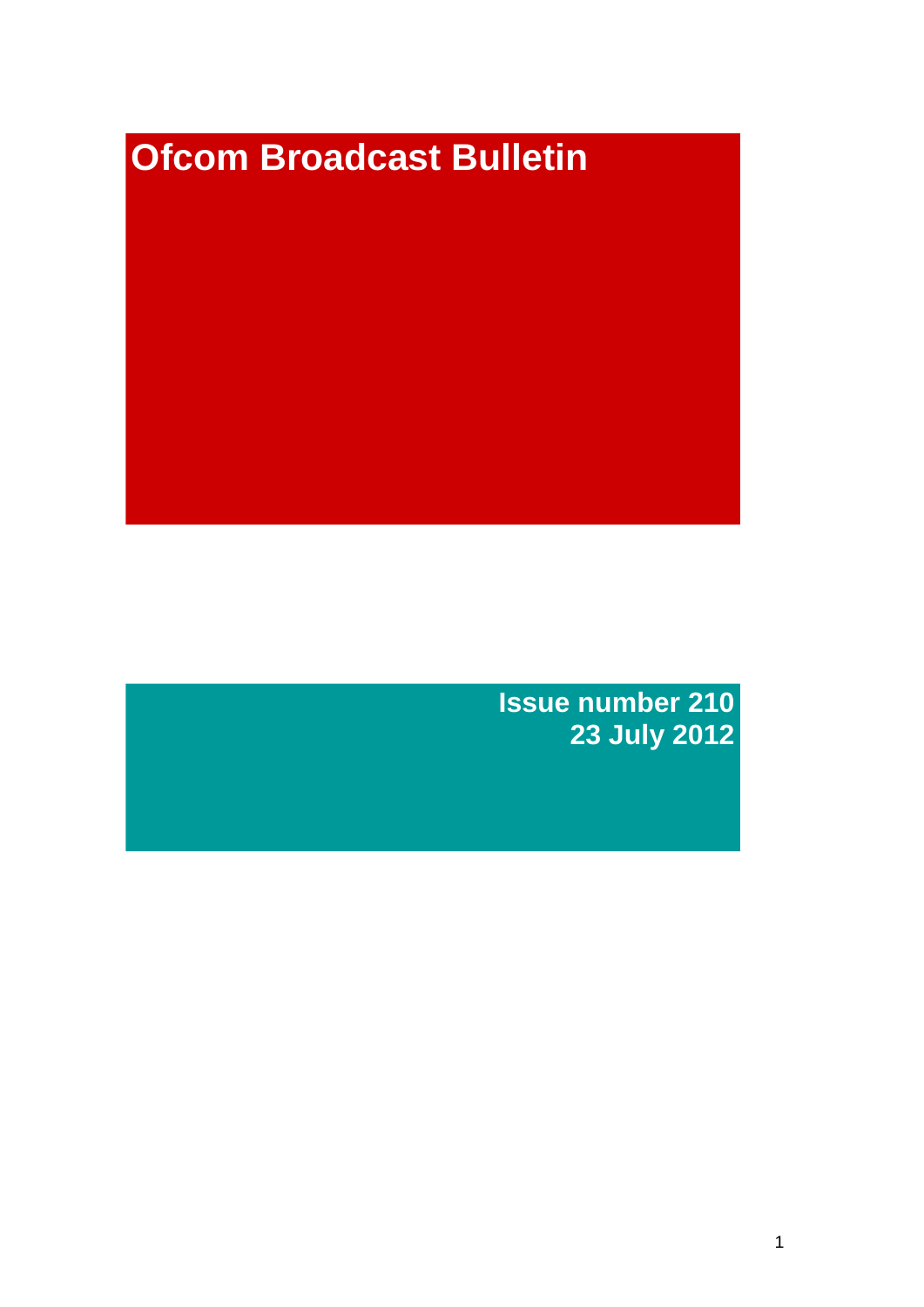# Ofcom Broadcast Bulletin

**Issue number 210**
**23 July 2012**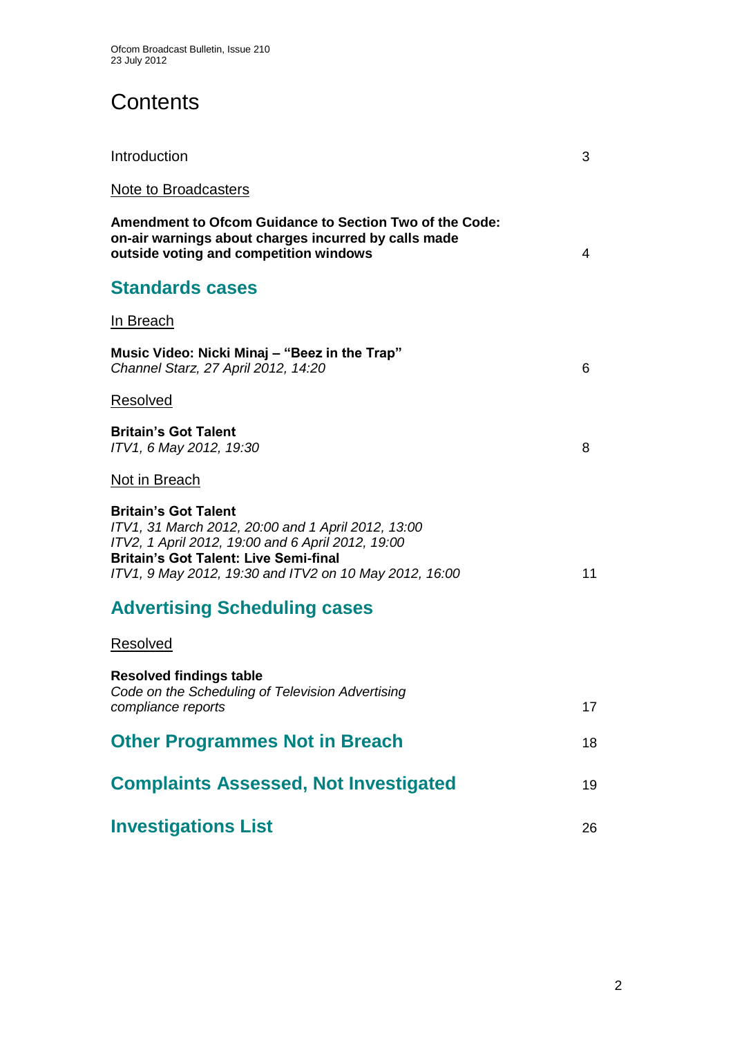# Contents

Introduction 3

Note to Broadcasters

**Amendment to Ofcom Guidance to Section Two of the Code: on-air warnings about charges incurred by calls made outside voting and competition windows** 4

## Standards cases

In Breach

**Music Video: Nicki Minaj – "Beez in the Trap"**
*Channel Starz, 27 April 2012, 14:20* 6

Resolved

**Britain's Got Talent**
*ITV1, 6 May 2012, 19:30* 8

Not in Breach

**Britain's Got Talent**
*ITV1, 31 March 2012, 20:00 and 1 April 2012, 13:00*
*ITV2, 1 April 2012, 19:00 and 6 April 2012, 19:00*
**Britain's Got Talent: Live Semi-final**
*ITV1, 9 May 2012, 19:30 and ITV2 on 10 May 2012, 16:00* 11

## Advertising Scheduling cases

Resolved

**Resolved findings table**
*Code on the Scheduling of Television Advertising compliance reports* 17

## Other Programmes Not in Breach 18

## Complaints Assessed, Not Investigated 19

## Investigations List 26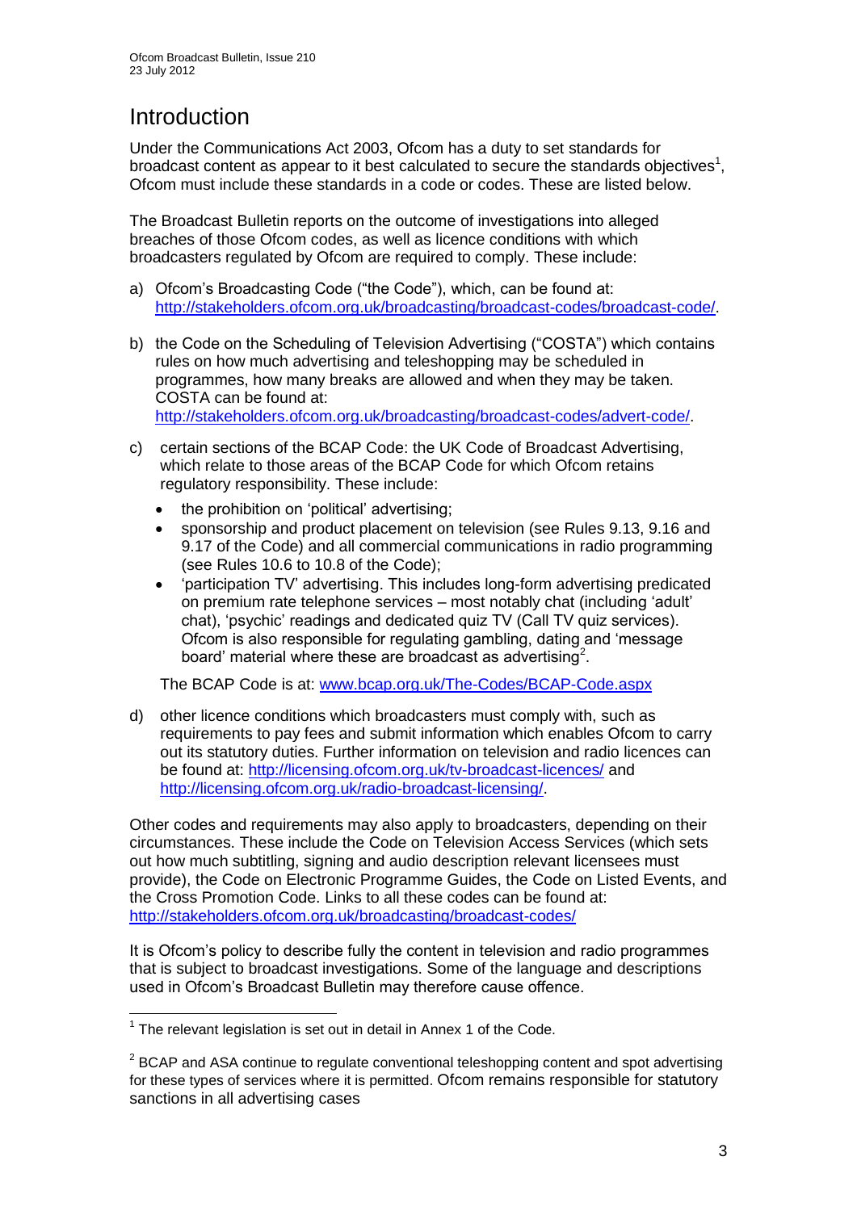# Introduction

Under the Communications Act 2003, Ofcom has a duty to set standards for broadcast content as appear to it best calculated to secure the standards objectives[1], Ofcom must include these standards in a code or codes. These are listed below.

The Broadcast Bulletin reports on the outcome of investigations into alleged breaches of those Ofcom codes, as well as licence conditions with which broadcasters regulated by Ofcom are required to comply. These include:

a) Ofcom's Broadcasting Code ("the Code"), which, can be found at: http://stakeholders.ofcom.org.uk/broadcasting/broadcast-codes/broadcast-code/.

b) the Code on the Scheduling of Television Advertising ("COSTA") which contains rules on how much advertising and teleshopping may be scheduled in programmes, how many breaks are allowed and when they may be taken. COSTA can be found at: http://stakeholders.ofcom.org.uk/broadcasting/broadcast-codes/advert-code/.

c) certain sections of the BCAP Code: the UK Code of Broadcast Advertising, which relate to those areas of the BCAP Code for which Ofcom retains regulatory responsibility. These include:

- the prohibition on 'political' advertising;
- sponsorship and product placement on television (see Rules 9.13, 9.16 and 9.17 of the Code) and all commercial communications in radio programming (see Rules 10.6 to 10.8 of the Code);
- 'participation TV' advertising. This includes long-form advertising predicated on premium rate telephone services – most notably chat (including 'adult' chat), 'psychic' readings and dedicated quiz TV (Call TV quiz services). Ofcom is also responsible for regulating gambling, dating and 'message board' material where these are broadcast as advertising[2].

The BCAP Code is at: www.bcap.org.uk/The-Codes/BCAP-Code.aspx

d) other licence conditions which broadcasters must comply with, such as requirements to pay fees and submit information which enables Ofcom to carry out its statutory duties. Further information on television and radio licences can be found at: http://licensing.ofcom.org.uk/tv-broadcast-licences/ and http://licensing.ofcom.org.uk/radio-broadcast-licensing/.

Other codes and requirements may also apply to broadcasters, depending on their circumstances. These include the Code on Television Access Services (which sets out how much subtitling, signing and audio description relevant licensees must provide), the Code on Electronic Programme Guides, the Code on Listed Events, and the Cross Promotion Code. Links to all these codes can be found at: http://stakeholders.ofcom.org.uk/broadcasting/broadcast-codes/

It is Ofcom's policy to describe fully the content in television and radio programmes that is subject to broadcast investigations. Some of the language and descriptions used in Ofcom's Broadcast Bulletin may therefore cause offence.

---

[1] The relevant legislation is set out in detail in Annex 1 of the Code.

[2] BCAP and ASA continue to regulate conventional teleshopping content and spot advertising for these types of services where it is permitted. Ofcom remains responsible for statutory sanctions in all advertising cases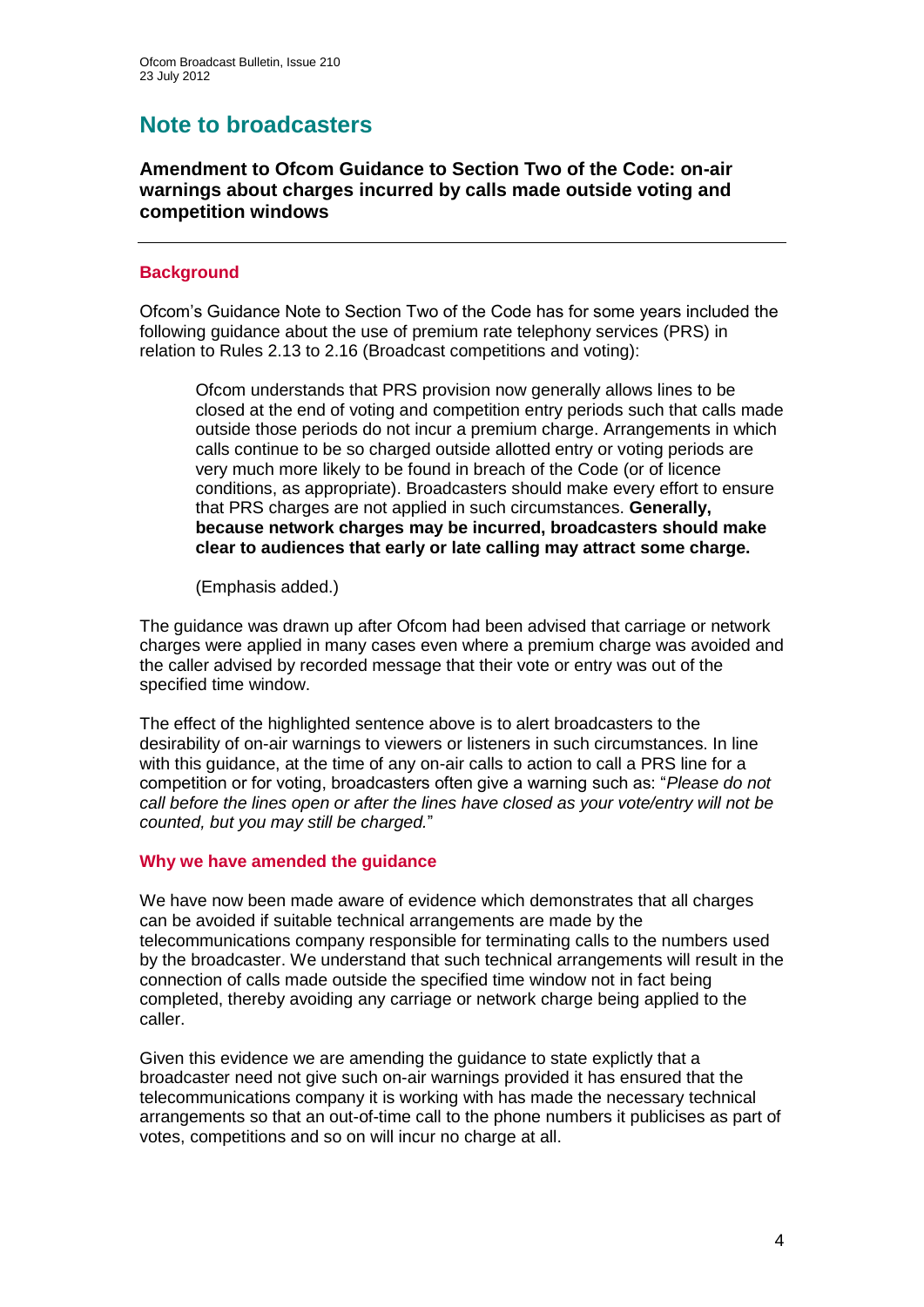# Note to broadcasters

## Amendment to Ofcom Guidance to Section Two of the Code: on-air warnings about charges incurred by calls made outside voting and competition windows

### Background

Ofcom's Guidance Note to Section Two of the Code has for some years included the following guidance about the use of premium rate telephony services (PRS) in relation to Rules 2.13 to 2.16 (Broadcast competitions and voting):

> Ofcom understands that PRS provision now generally allows lines to be closed at the end of voting and competition entry periods such that calls made outside those periods do not incur a premium charge. Arrangements in which calls continue to be so charged outside allotted entry or voting periods are very much more likely to be found in breach of the Code (or of licence conditions, as appropriate). Broadcasters should make every effort to ensure that PRS charges are not applied in such circumstances. **Generally, because network charges may be incurred, broadcasters should make clear to audiences that early or late calling may attract some charge.**
>
> (Emphasis added.)

The guidance was drawn up after Ofcom had been advised that carriage or network charges were applied in many cases even where a premium charge was avoided and the caller advised by recorded message that their vote or entry was out of the specified time window.

The effect of the highlighted sentence above is to alert broadcasters to the desirability of on-air warnings to viewers or listeners in such circumstances. In line with this guidance, at the time of any on-air calls to action to call a PRS line for a competition or for voting, broadcasters often give a warning such as: "*Please do not call before the lines open or after the lines have closed as your vote/entry will not be counted, but you may still be charged.*"

### Why we have amended the guidance

We have now been made aware of evidence which demonstrates that all charges can be avoided if suitable technical arrangements are made by the telecommunications company responsible for terminating calls to the numbers used by the broadcaster. We understand that such technical arrangements will result in the connection of calls made outside the specified time window not in fact being completed, thereby avoiding any carriage or network charge being applied to the caller.

Given this evidence we are amending the guidance to state explicitly that a broadcaster need not give such on-air warnings provided it has ensured that the telecommunications company it is working with has made the necessary technical arrangements so that an out-of-time call to the phone numbers it publicises as part of votes, competitions and so on will incur no charge at all.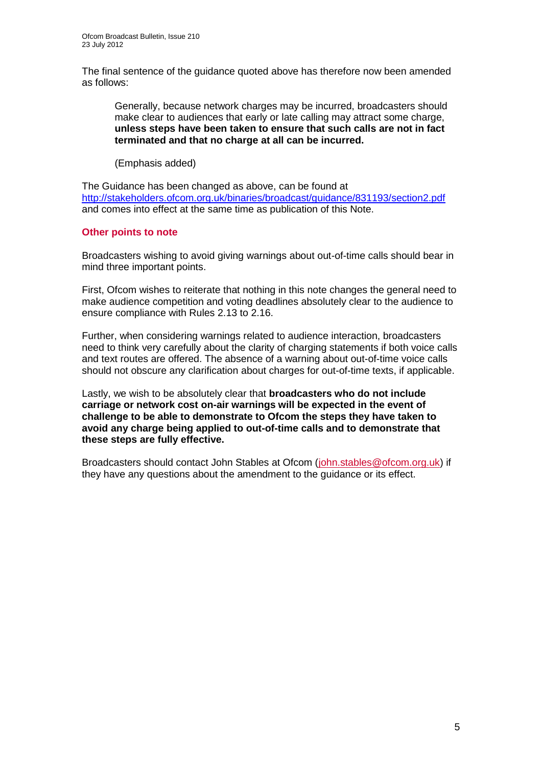The final sentence of the guidance quoted above has therefore now been amended as follows:

> Generally, because network charges may be incurred, broadcasters should make clear to audiences that early or late calling may attract some charge, **unless steps have been taken to ensure that such calls are not in fact terminated and that no charge at all can be incurred.**
>
> (Emphasis added)

The Guidance has been changed as above, can be found at http://stakeholders.ofcom.org.uk/binaries/broadcast/guidance/831193/section2.pdf and comes into effect at the same time as publication of this Note.

## Other points to note

Broadcasters wishing to avoid giving warnings about out-of-time calls should bear in mind three important points.

First, Ofcom wishes to reiterate that nothing in this note changes the general need to make audience competition and voting deadlines absolutely clear to the audience to ensure compliance with Rules 2.13 to 2.16.

Further, when considering warnings related to audience interaction, broadcasters need to think very carefully about the clarity of charging statements if both voice calls and text routes are offered. The absence of a warning about out-of-time voice calls should not obscure any clarification about charges for out-of-time texts, if applicable.

Lastly, we wish to be absolutely clear that **broadcasters who do not include carriage or network cost on-air warnings will be expected in the event of challenge to be able to demonstrate to Ofcom the steps they have taken to avoid any charge being applied to out-of-time calls and to demonstrate that these steps are fully effective.**

Broadcasters should contact John Stables at Ofcom (john.stables@ofcom.org.uk) if they have any questions about the amendment to the guidance or its effect.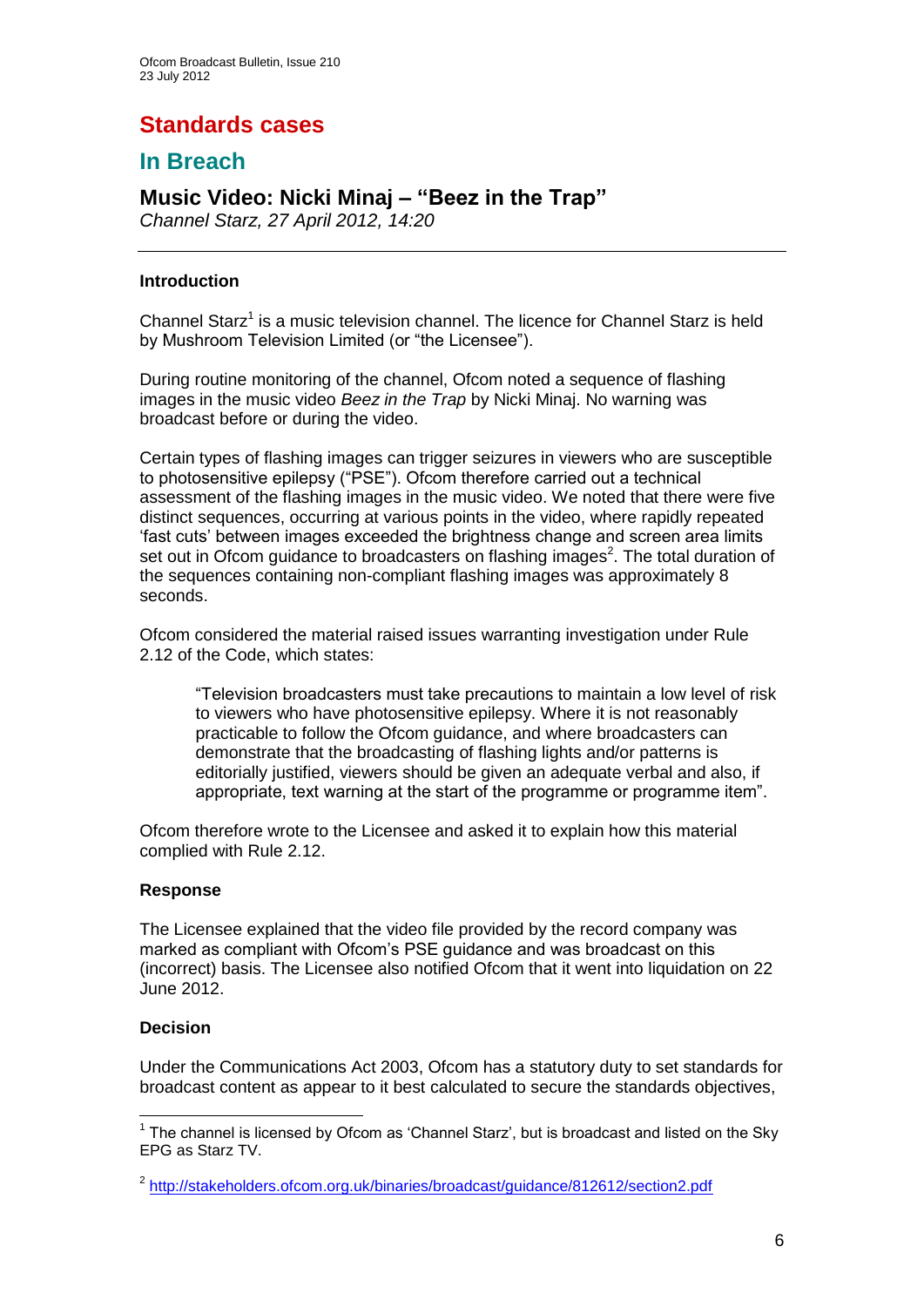# Standards cases

## In Breach

### Music Video: Nicki Minaj – "Beez in the Trap"

*Channel Starz, 27 April 2012, 14:20*

---

#### Introduction

Channel Starz[1] is a music television channel. The licence for Channel Starz is held by Mushroom Television Limited (or "the Licensee").

During routine monitoring of the channel, Ofcom noted a sequence of flashing images in the music video *Beez in the Trap* by Nicki Minaj. No warning was broadcast before or during the video.

Certain types of flashing images can trigger seizures in viewers who are susceptible to photosensitive epilepsy ("PSE"). Ofcom therefore carried out a technical assessment of the flashing images in the music video. We noted that there were five distinct sequences, occurring at various points in the video, where rapidly repeated 'fast cuts' between images exceeded the brightness change and screen area limits set out in Ofcom guidance to broadcasters on flashing images[2]. The total duration of the sequences containing non-compliant flashing images was approximately 8 seconds.

Ofcom considered the material raised issues warranting investigation under Rule 2.12 of the Code, which states:

> "Television broadcasters must take precautions to maintain a low level of risk to viewers who have photosensitive epilepsy. Where it is not reasonably practicable to follow the Ofcom guidance, and where broadcasters can demonstrate that the broadcasting of flashing lights and/or patterns is editorially justified, viewers should be given an adequate verbal and also, if appropriate, text warning at the start of the programme or programme item".

Ofcom therefore wrote to the Licensee and asked it to explain how this material complied with Rule 2.12.

#### Response

The Licensee explained that the video file provided by the record company was marked as compliant with Ofcom's PSE guidance and was broadcast on this (incorrect) basis. The Licensee also notified Ofcom that it went into liquidation on 22 June 2012.

#### Decision

Under the Communications Act 2003, Ofcom has a statutory duty to set standards for broadcast content as appear to it best calculated to secure the standards objectives,

---

[1] The channel is licensed by Ofcom as 'Channel Starz', but is broadcast and listed on the Sky EPG as Starz TV.

[2] http://stakeholders.ofcom.org.uk/binaries/broadcast/guidance/812612/section2.pdf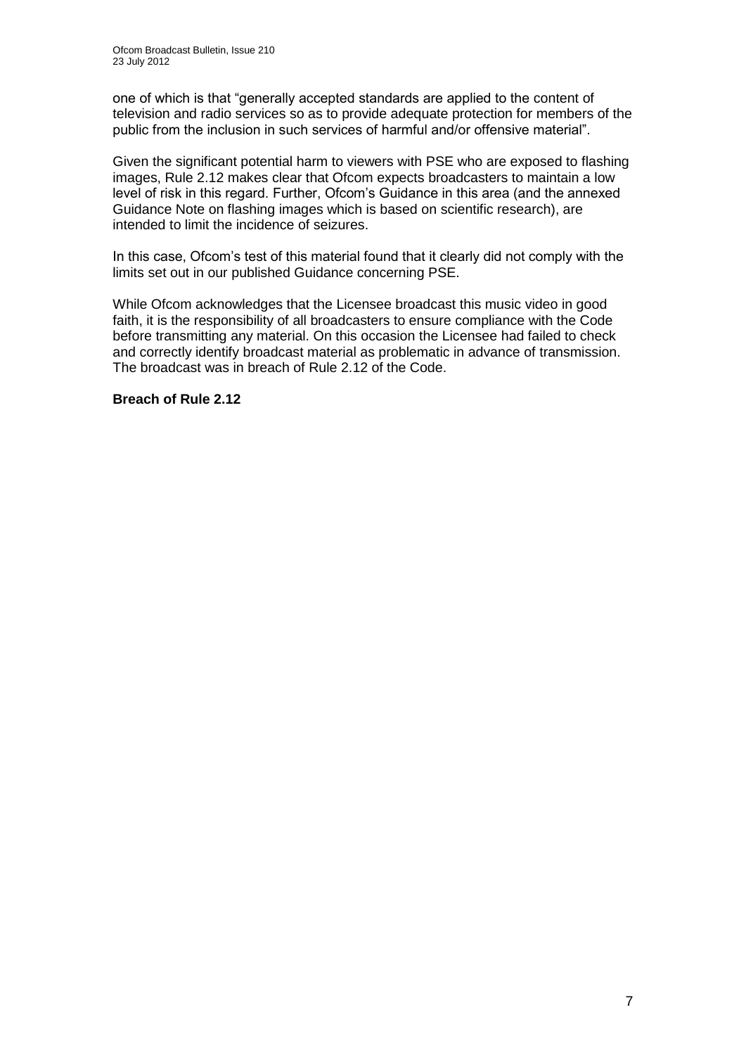one of which is that "generally accepted standards are applied to the content of television and radio services so as to provide adequate protection for members of the public from the inclusion in such services of harmful and/or offensive material".

Given the significant potential harm to viewers with PSE who are exposed to flashing images, Rule 2.12 makes clear that Ofcom expects broadcasters to maintain a low level of risk in this regard. Further, Ofcom's Guidance in this area (and the annexed Guidance Note on flashing images which is based on scientific research), are intended to limit the incidence of seizures.

In this case, Ofcom's test of this material found that it clearly did not comply with the limits set out in our published Guidance concerning PSE.

While Ofcom acknowledges that the Licensee broadcast this music video in good faith, it is the responsibility of all broadcasters to ensure compliance with the Code before transmitting any material. On this occasion the Licensee had failed to check and correctly identify broadcast material as problematic in advance of transmission. The broadcast was in breach of Rule 2.12 of the Code.

**Breach of Rule 2.12**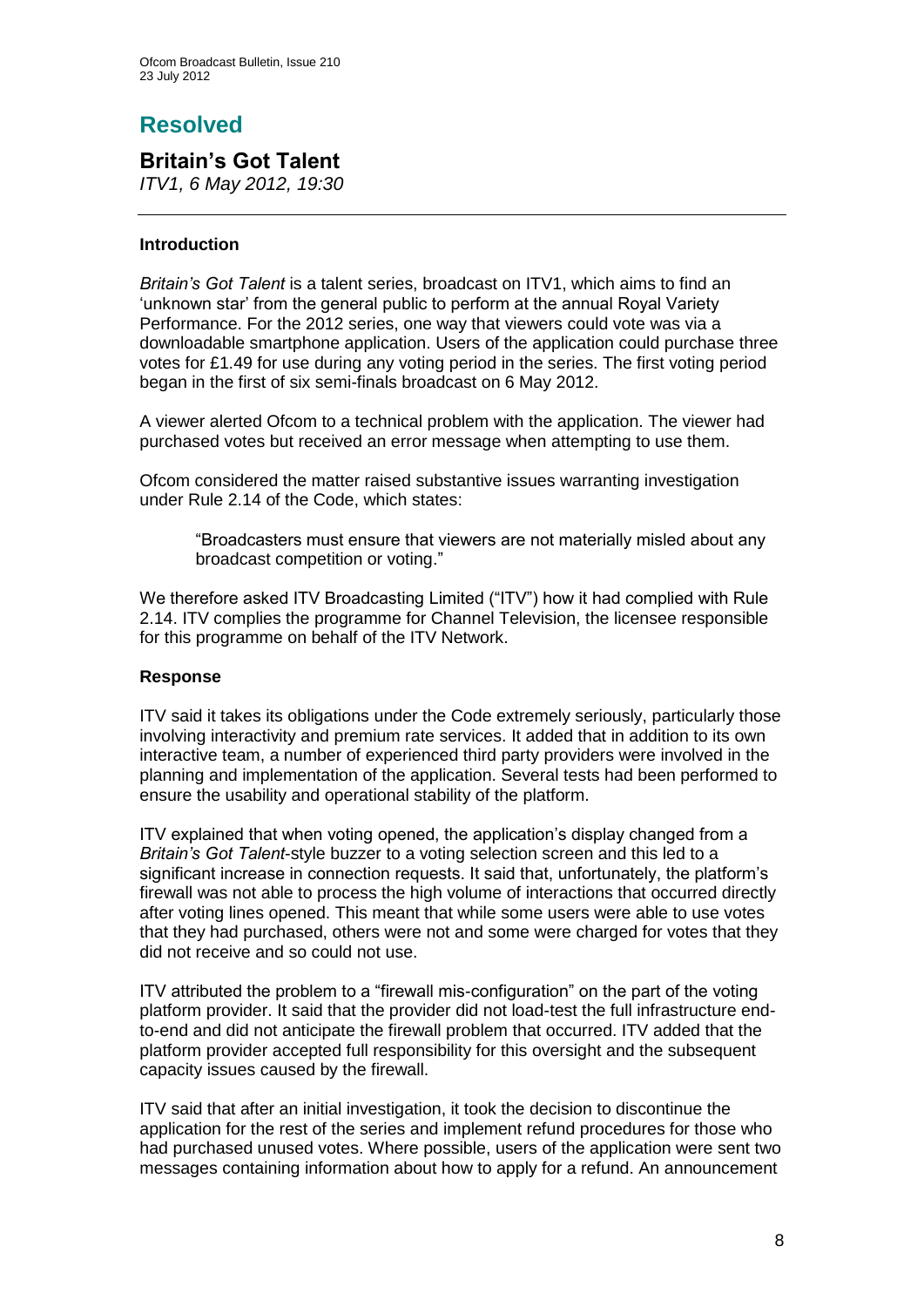# Resolved

## Britain's Got Talent

*ITV1, 6 May 2012, 19:30*

---

### Introduction

*Britain's Got Talent* is a talent series, broadcast on ITV1, which aims to find an 'unknown star' from the general public to perform at the annual Royal Variety Performance. For the 2012 series, one way that viewers could vote was via a downloadable smartphone application. Users of the application could purchase three votes for £1.49 for use during any voting period in the series. The first voting period began in the first of six semi-finals broadcast on 6 May 2012.

A viewer alerted Ofcom to a technical problem with the application. The viewer had purchased votes but received an error message when attempting to use them.

Ofcom considered the matter raised substantive issues warranting investigation under Rule 2.14 of the Code, which states:

> "Broadcasters must ensure that viewers are not materially misled about any broadcast competition or voting."

We therefore asked ITV Broadcasting Limited ("ITV") how it had complied with Rule 2.14. ITV complies the programme for Channel Television, the licensee responsible for this programme on behalf of the ITV Network.

### Response

ITV said it takes its obligations under the Code extremely seriously, particularly those involving interactivity and premium rate services. It added that in addition to its own interactive team, a number of experienced third party providers were involved in the planning and implementation of the application. Several tests had been performed to ensure the usability and operational stability of the platform.

ITV explained that when voting opened, the application's display changed from a *Britain's Got Talent*-style buzzer to a voting selection screen and this led to a significant increase in connection requests. It said that, unfortunately, the platform's firewall was not able to process the high volume of interactions that occurred directly after voting lines opened. This meant that while some users were able to use votes that they had purchased, others were not and some were charged for votes that they did not receive and so could not use.

ITV attributed the problem to a "firewall mis-configuration" on the part of the voting platform provider. It said that the provider did not load-test the full infrastructure end-to-end and did not anticipate the firewall problem that occurred. ITV added that the platform provider accepted full responsibility for this oversight and the subsequent capacity issues caused by the firewall.

ITV said that after an initial investigation, it took the decision to discontinue the application for the rest of the series and implement refund procedures for those who had purchased unused votes. Where possible, users of the application were sent two messages containing information about how to apply for a refund. An announcement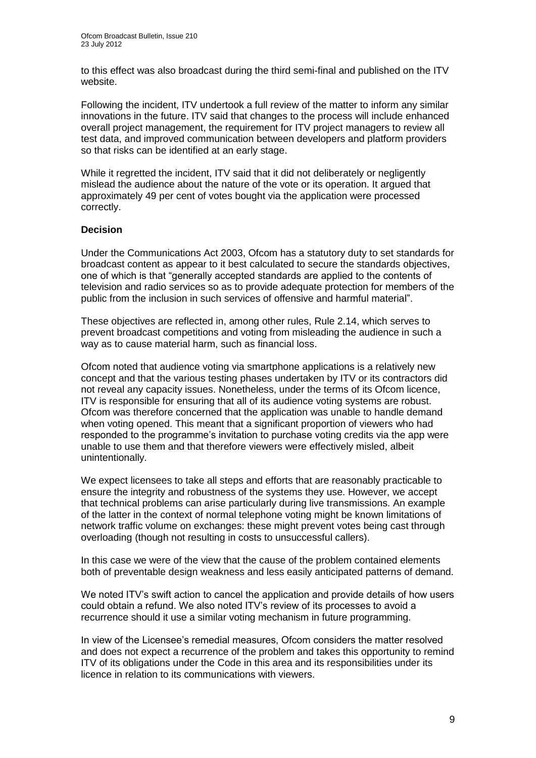to this effect was also broadcast during the third semi-final and published on the ITV website.

Following the incident, ITV undertook a full review of the matter to inform any similar innovations in the future. ITV said that changes to the process will include enhanced overall project management, the requirement for ITV project managers to review all test data, and improved communication between developers and platform providers so that risks can be identified at an early stage.

While it regretted the incident, ITV said that it did not deliberately or negligently mislead the audience about the nature of the vote or its operation. It argued that approximately 49 per cent of votes bought via the application were processed correctly.

**Decision**

Under the Communications Act 2003, Ofcom has a statutory duty to set standards for broadcast content as appear to it best calculated to secure the standards objectives, one of which is that "generally accepted standards are applied to the contents of television and radio services so as to provide adequate protection for members of the public from the inclusion in such services of offensive and harmful material".

These objectives are reflected in, among other rules, Rule 2.14, which serves to prevent broadcast competitions and voting from misleading the audience in such a way as to cause material harm, such as financial loss.

Ofcom noted that audience voting via smartphone applications is a relatively new concept and that the various testing phases undertaken by ITV or its contractors did not reveal any capacity issues. Nonetheless, under the terms of its Ofcom licence, ITV is responsible for ensuring that all of its audience voting systems are robust. Ofcom was therefore concerned that the application was unable to handle demand when voting opened. This meant that a significant proportion of viewers who had responded to the programme's invitation to purchase voting credits via the app were unable to use them and that therefore viewers were effectively misled, albeit unintentionally.

We expect licensees to take all steps and efforts that are reasonably practicable to ensure the integrity and robustness of the systems they use. However, we accept that technical problems can arise particularly during live transmissions. An example of the latter in the context of normal telephone voting might be known limitations of network traffic volume on exchanges: these might prevent votes being cast through overloading (though not resulting in costs to unsuccessful callers).

In this case we were of the view that the cause of the problem contained elements both of preventable design weakness and less easily anticipated patterns of demand.

We noted ITV's swift action to cancel the application and provide details of how users could obtain a refund. We also noted ITV's review of its processes to avoid a recurrence should it use a similar voting mechanism in future programming.

In view of the Licensee's remedial measures, Ofcom considers the matter resolved and does not expect a recurrence of the problem and takes this opportunity to remind ITV of its obligations under the Code in this area and its responsibilities under its licence in relation to its communications with viewers.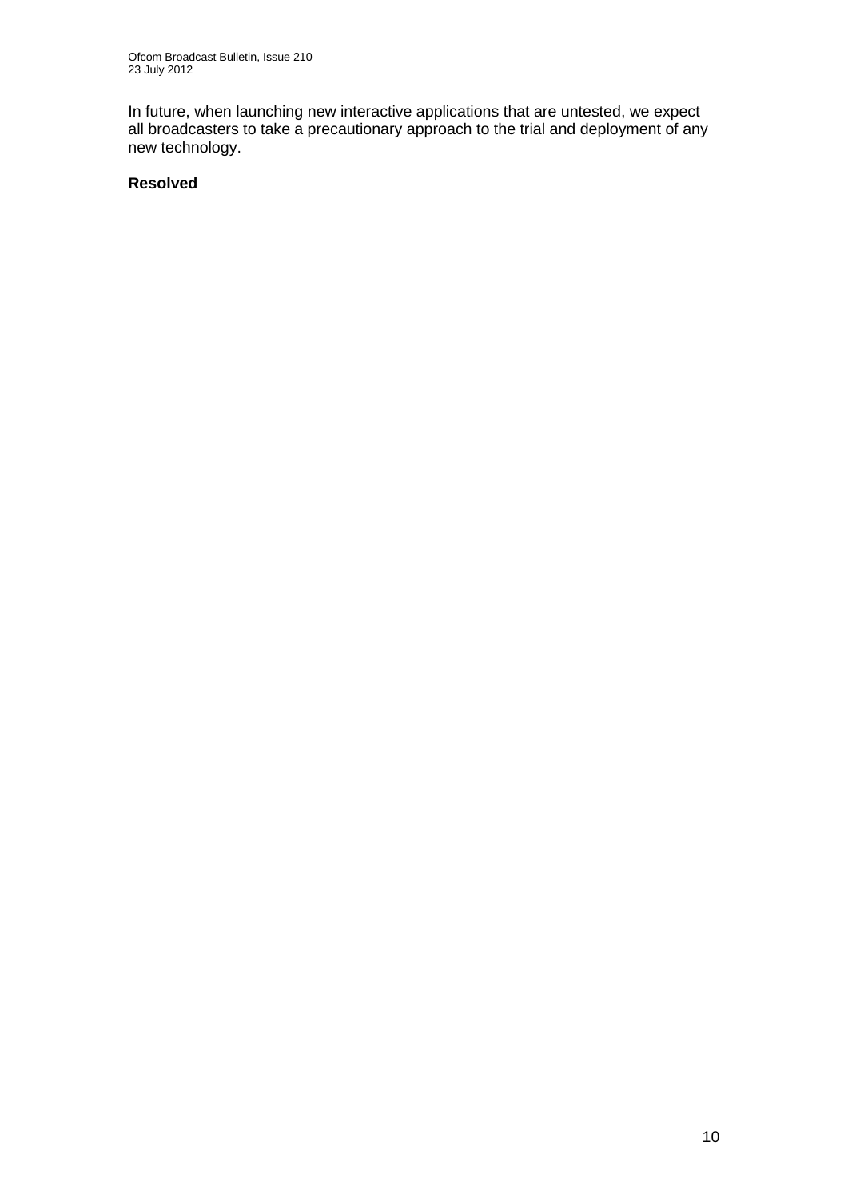In future, when launching new interactive applications that are untested, we expect all broadcasters to take a precautionary approach to the trial and deployment of any new technology.

**Resolved**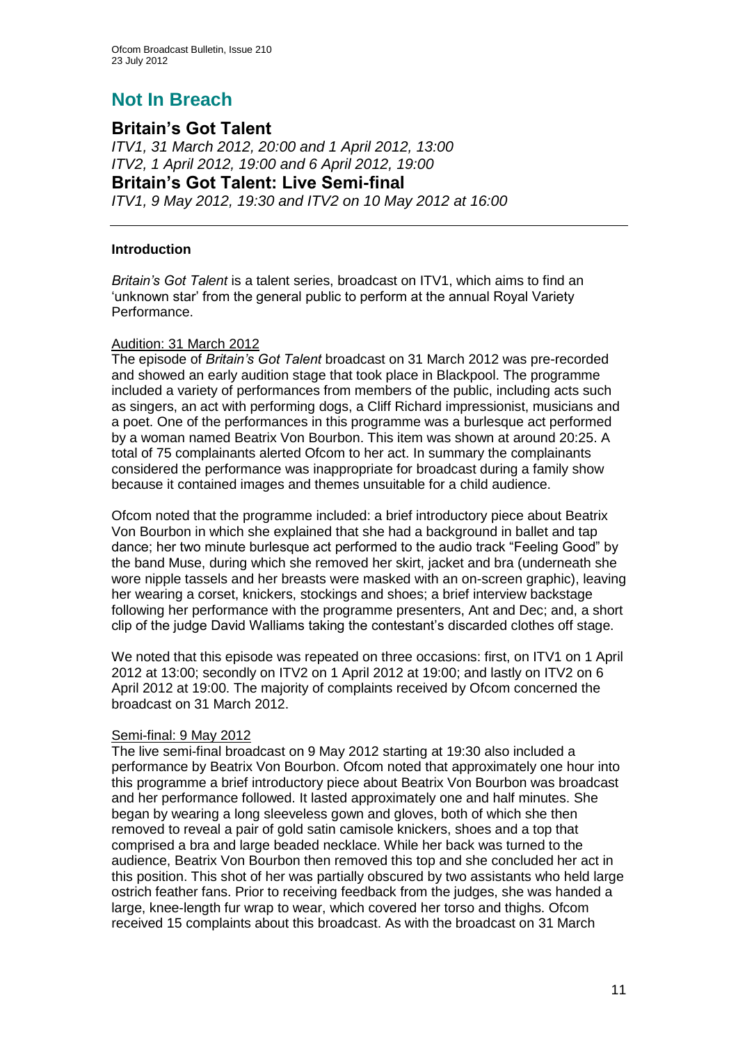# Not In Breach

## Britain's Got Talent

*ITV1, 31 March 2012, 20:00 and 1 April 2012, 13:00*
*ITV2, 1 April 2012, 19:00 and 6 April 2012, 19:00*

## Britain's Got Talent: Live Semi-final

*ITV1, 9 May 2012, 19:30 and ITV2 on 10 May 2012 at 16:00*

---

### Introduction

*Britain's Got Talent* is a talent series, broadcast on ITV1, which aims to find an 'unknown star' from the general public to perform at the annual Royal Variety Performance.

Audition: 31 March 2012

The episode of *Britain's Got Talent* broadcast on 31 March 2012 was pre-recorded and showed an early audition stage that took place in Blackpool. The programme included a variety of performances from members of the public, including acts such as singers, an act with performing dogs, a Cliff Richard impressionist, musicians and a poet. One of the performances in this programme was a burlesque act performed by a woman named Beatrix Von Bourbon. This item was shown at around 20:25. A total of 75 complainants alerted Ofcom to her act. In summary the complainants considered the performance was inappropriate for broadcast during a family show because it contained images and themes unsuitable for a child audience.

Ofcom noted that the programme included: a brief introductory piece about Beatrix Von Bourbon in which she explained that she had a background in ballet and tap dance; her two minute burlesque act performed to the audio track "Feeling Good" by the band Muse, during which she removed her skirt, jacket and bra (underneath she wore nipple tassels and her breasts were masked with an on-screen graphic), leaving her wearing a corset, knickers, stockings and shoes; a brief interview backstage following her performance with the programme presenters, Ant and Dec; and, a short clip of the judge David Walliams taking the contestant's discarded clothes off stage.

We noted that this episode was repeated on three occasions: first, on ITV1 on 1 April 2012 at 13:00; secondly on ITV2 on 1 April 2012 at 19:00; and lastly on ITV2 on 6 April 2012 at 19:00. The majority of complaints received by Ofcom concerned the broadcast on 31 March 2012.

Semi-final: 9 May 2012

The live semi-final broadcast on 9 May 2012 starting at 19:30 also included a performance by Beatrix Von Bourbon. Ofcom noted that approximately one hour into this programme a brief introductory piece about Beatrix Von Bourbon was broadcast and her performance followed. It lasted approximately one and half minutes. She began by wearing a long sleeveless gown and gloves, both of which she then removed to reveal a pair of gold satin camisole knickers, shoes and a top that comprised a bra and large beaded necklace. While her back was turned to the audience, Beatrix Von Bourbon then removed this top and she concluded her act in this position. This shot of her was partially obscured by two assistants who held large ostrich feather fans. Prior to receiving feedback from the judges, she was handed a large, knee-length fur wrap to wear, which covered her torso and thighs. Ofcom received 15 complaints about this broadcast. As with the broadcast on 31 March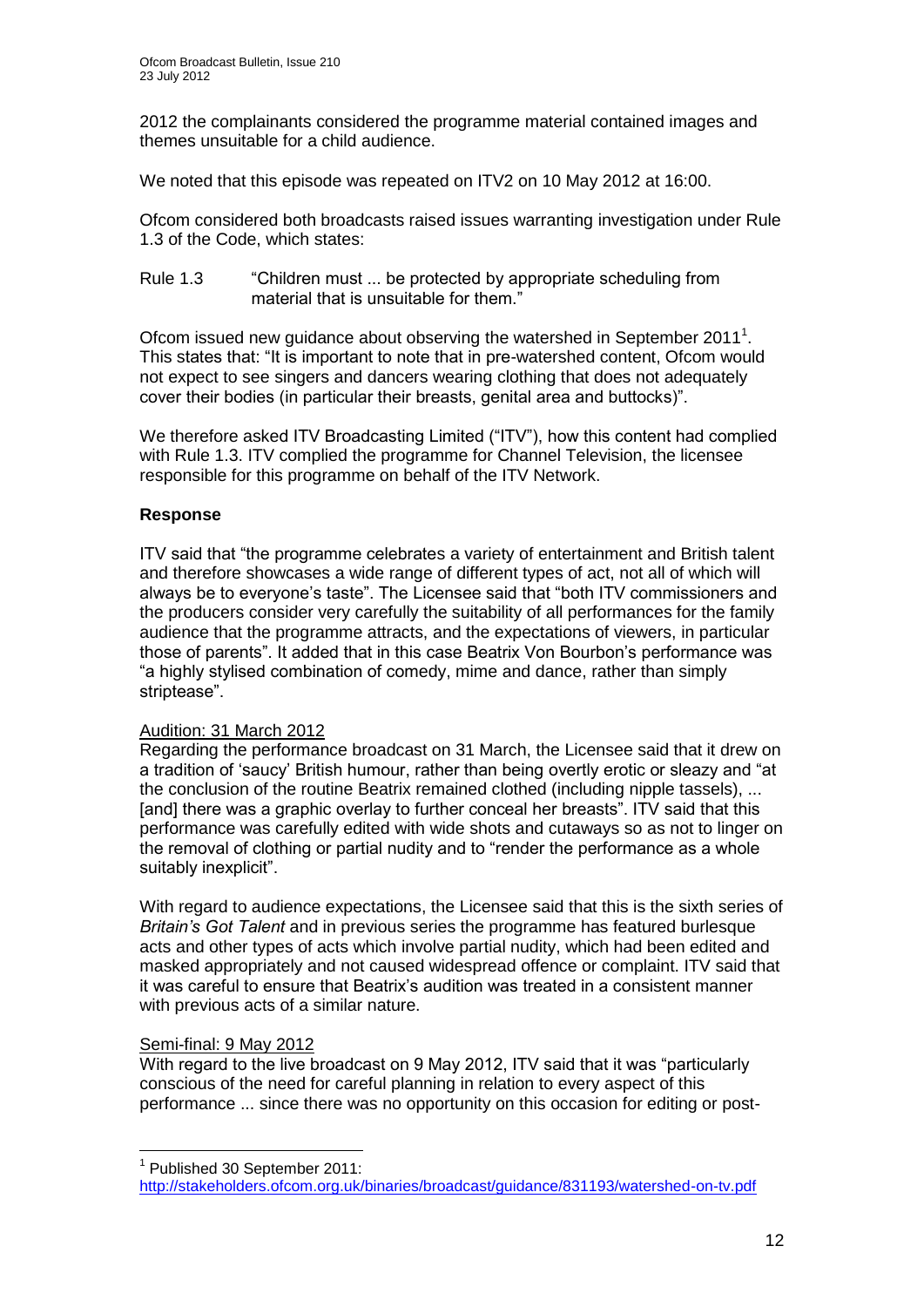2012 the complainants considered the programme material contained images and themes unsuitable for a child audience.

We noted that this episode was repeated on ITV2 on 10 May 2012 at 16:00.

Ofcom considered both broadcasts raised issues warranting investigation under Rule 1.3 of the Code, which states:

Rule 1.3 "Children must ... be protected by appropriate scheduling from material that is unsuitable for them."

Ofcom issued new guidance about observing the watershed in September 2011[1]. This states that: "It is important to note that in pre-watershed content, Ofcom would not expect to see singers and dancers wearing clothing that does not adequately cover their bodies (in particular their breasts, genital area and buttocks)".

We therefore asked ITV Broadcasting Limited ("ITV"), how this content had complied with Rule 1.3. ITV complied the programme for Channel Television, the licensee responsible for this programme on behalf of the ITV Network.

**Response**

ITV said that "the programme celebrates a variety of entertainment and British talent and therefore showcases a wide range of different types of act, not all of which will always be to everyone's taste". The Licensee said that "both ITV commissioners and the producers consider very carefully the suitability of all performances for the family audience that the programme attracts, and the expectations of viewers, in particular those of parents". It added that in this case Beatrix Von Bourbon's performance was "a highly stylised combination of comedy, mime and dance, rather than simply striptease".

Audition: 31 March 2012

Regarding the performance broadcast on 31 March, the Licensee said that it drew on a tradition of 'saucy' British humour, rather than being overtly erotic or sleazy and "at the conclusion of the routine Beatrix remained clothed (including nipple tassels), ... [and] there was a graphic overlay to further conceal her breasts". ITV said that this performance was carefully edited with wide shots and cutaways so as not to linger on the removal of clothing or partial nudity and to "render the performance as a whole suitably inexplicit".

With regard to audience expectations, the Licensee said that this is the sixth series of *Britain's Got Talent* and in previous series the programme has featured burlesque acts and other types of acts which involve partial nudity, which had been edited and masked appropriately and not caused widespread offence or complaint. ITV said that it was careful to ensure that Beatrix's audition was treated in a consistent manner with previous acts of a similar nature.

Semi-final: 9 May 2012

With regard to the live broadcast on 9 May 2012, ITV said that it was "particularly conscious of the need for careful planning in relation to every aspect of this performance ... since there was no opportunity on this occasion for editing or post-

---

[1] Published 30 September 2011: http://stakeholders.ofcom.org.uk/binaries/broadcast/guidance/831193/watershed-on-tv.pdf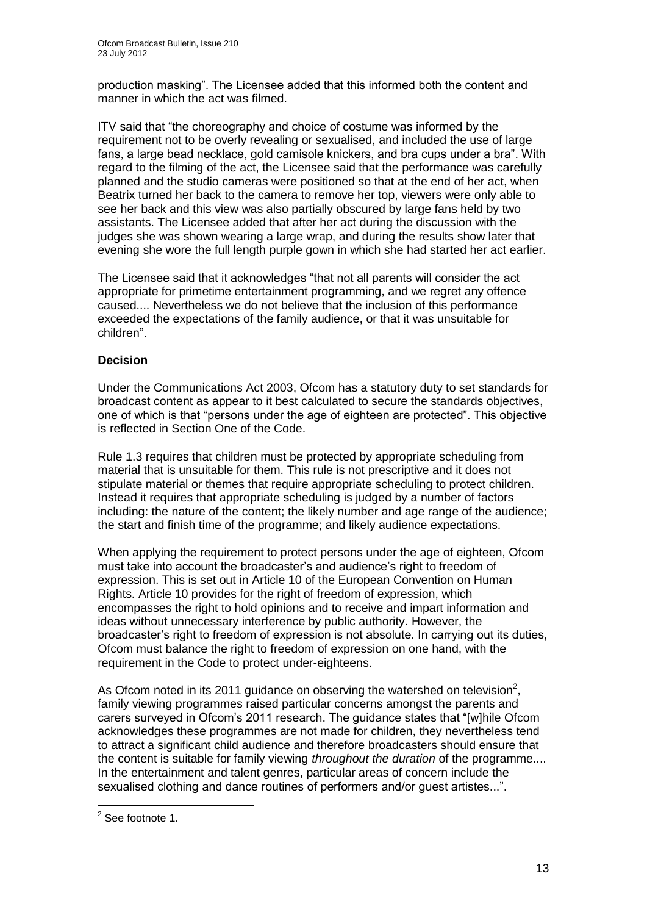production masking". The Licensee added that this informed both the content and manner in which the act was filmed.

ITV said that "the choreography and choice of costume was informed by the requirement not to be overly revealing or sexualised, and included the use of large fans, a large bead necklace, gold camisole knickers, and bra cups under a bra". With regard to the filming of the act, the Licensee said that the performance was carefully planned and the studio cameras were positioned so that at the end of her act, when Beatrix turned her back to the camera to remove her top, viewers were only able to see her back and this view was also partially obscured by large fans held by two assistants. The Licensee added that after her act during the discussion with the judges she was shown wearing a large wrap, and during the results show later that evening she wore the full length purple gown in which she had started her act earlier.

The Licensee said that it acknowledges "that not all parents will consider the act appropriate for primetime entertainment programming, and we regret any offence caused.... Nevertheless we do not believe that the inclusion of this performance exceeded the expectations of the family audience, or that it was unsuitable for children".

**Decision**

Under the Communications Act 2003, Ofcom has a statutory duty to set standards for broadcast content as appear to it best calculated to secure the standards objectives, one of which is that "persons under the age of eighteen are protected". This objective is reflected in Section One of the Code.

Rule 1.3 requires that children must be protected by appropriate scheduling from material that is unsuitable for them. This rule is not prescriptive and it does not stipulate material or themes that require appropriate scheduling to protect children. Instead it requires that appropriate scheduling is judged by a number of factors including: the nature of the content; the likely number and age range of the audience; the start and finish time of the programme; and likely audience expectations.

When applying the requirement to protect persons under the age of eighteen, Ofcom must take into account the broadcaster's and audience's right to freedom of expression. This is set out in Article 10 of the European Convention on Human Rights. Article 10 provides for the right of freedom of expression, which encompasses the right to hold opinions and to receive and impart information and ideas without unnecessary interference by public authority. However, the broadcaster's right to freedom of expression is not absolute. In carrying out its duties, Ofcom must balance the right to freedom of expression on one hand, with the requirement in the Code to protect under-eighteens.

As Ofcom noted in its 2011 guidance on observing the watershed on television[2], family viewing programmes raised particular concerns amongst the parents and carers surveyed in Ofcom's 2011 research. The guidance states that "[w]hile Ofcom acknowledges these programmes are not made for children, they nevertheless tend to attract a significant child audience and therefore broadcasters should ensure that the content is suitable for family viewing *throughout the duration* of the programme.... In the entertainment and talent genres, particular areas of concern include the sexualised clothing and dance routines of performers and/or guest artistes...".

[2] See footnote 1.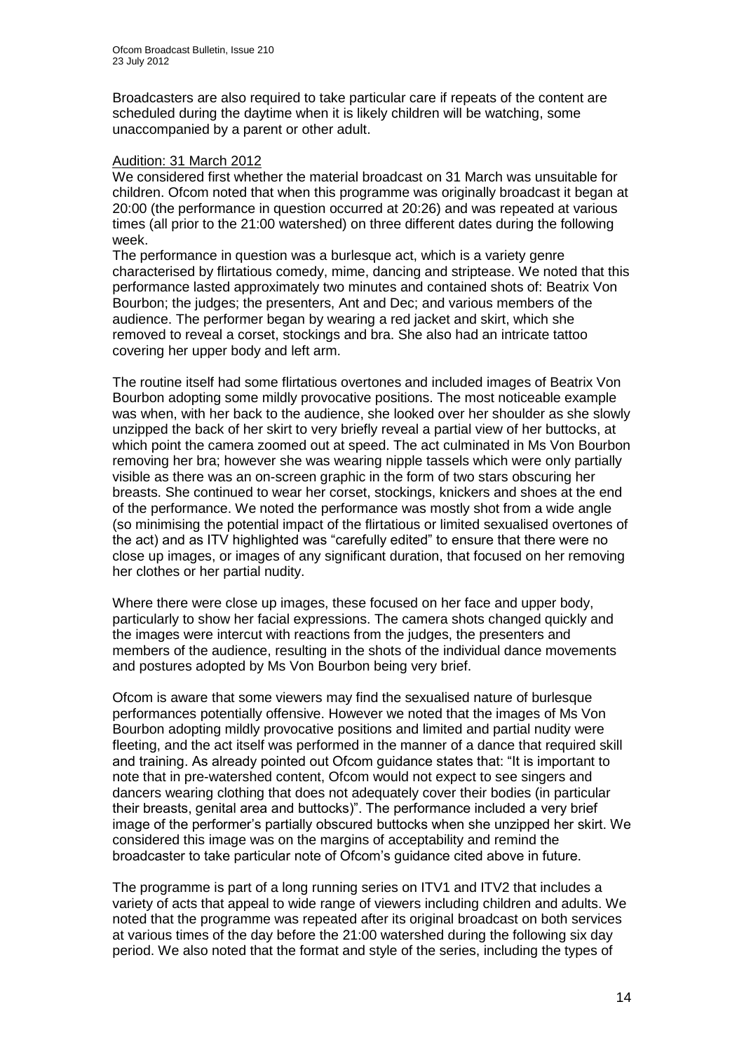Broadcasters are also required to take particular care if repeats of the content are scheduled during the daytime when it is likely children will be watching, some unaccompanied by a parent or other adult.

Audition: 31 March 2012

We considered first whether the material broadcast on 31 March was unsuitable for children. Ofcom noted that when this programme was originally broadcast it began at 20:00 (the performance in question occurred at 20:26) and was repeated at various times (all prior to the 21:00 watershed) on three different dates during the following week.

The performance in question was a burlesque act, which is a variety genre characterised by flirtatious comedy, mime, dancing and striptease. We noted that this performance lasted approximately two minutes and contained shots of: Beatrix Von Bourbon; the judges; the presenters, Ant and Dec; and various members of the audience. The performer began by wearing a red jacket and skirt, which she removed to reveal a corset, stockings and bra. She also had an intricate tattoo covering her upper body and left arm.

The routine itself had some flirtatious overtones and included images of Beatrix Von Bourbon adopting some mildly provocative positions. The most noticeable example was when, with her back to the audience, she looked over her shoulder as she slowly unzipped the back of her skirt to very briefly reveal a partial view of her buttocks, at which point the camera zoomed out at speed. The act culminated in Ms Von Bourbon removing her bra; however she was wearing nipple tassels which were only partially visible as there was an on-screen graphic in the form of two stars obscuring her breasts. She continued to wear her corset, stockings, knickers and shoes at the end of the performance. We noted the performance was mostly shot from a wide angle (so minimising the potential impact of the flirtatious or limited sexualised overtones of the act) and as ITV highlighted was "carefully edited" to ensure that there were no close up images, or images of any significant duration, that focused on her removing her clothes or her partial nudity.

Where there were close up images, these focused on her face and upper body, particularly to show her facial expressions. The camera shots changed quickly and the images were intercut with reactions from the judges, the presenters and members of the audience, resulting in the shots of the individual dance movements and postures adopted by Ms Von Bourbon being very brief.

Ofcom is aware that some viewers may find the sexualised nature of burlesque performances potentially offensive. However we noted that the images of Ms Von Bourbon adopting mildly provocative positions and limited and partial nudity were fleeting, and the act itself was performed in the manner of a dance that required skill and training. As already pointed out Ofcom guidance states that: "It is important to note that in pre-watershed content, Ofcom would not expect to see singers and dancers wearing clothing that does not adequately cover their bodies (in particular their breasts, genital area and buttocks)". The performance included a very brief image of the performer's partially obscured buttocks when she unzipped her skirt. We considered this image was on the margins of acceptability and remind the broadcaster to take particular note of Ofcom's guidance cited above in future.

The programme is part of a long running series on ITV1 and ITV2 that includes a variety of acts that appeal to wide range of viewers including children and adults. We noted that the programme was repeated after its original broadcast on both services at various times of the day before the 21:00 watershed during the following six day period. We also noted that the format and style of the series, including the types of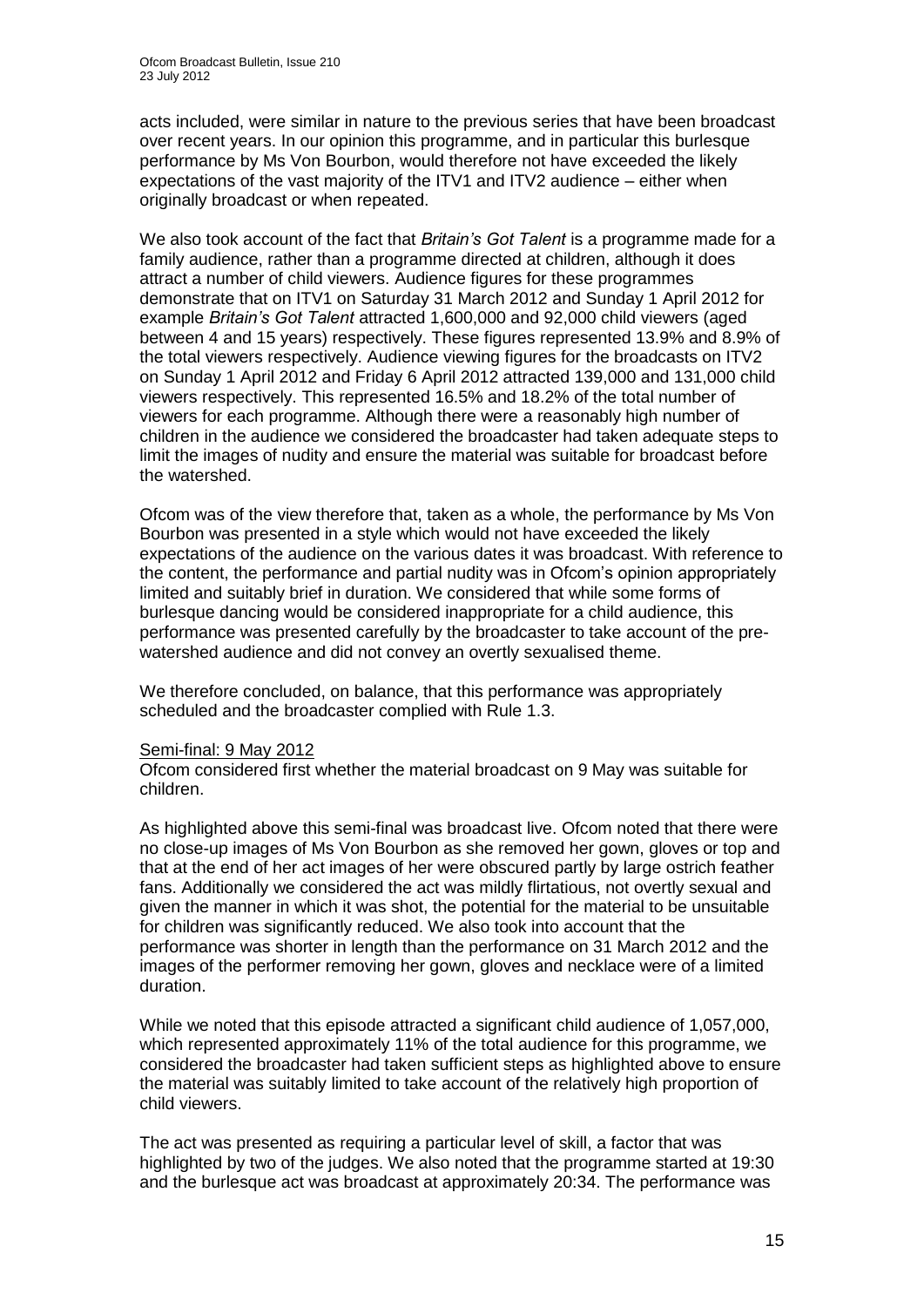acts included, were similar in nature to the previous series that have been broadcast over recent years. In our opinion this programme, and in particular this burlesque performance by Ms Von Bourbon, would therefore not have exceeded the likely expectations of the vast majority of the ITV1 and ITV2 audience – either when originally broadcast or when repeated.

We also took account of the fact that *Britain's Got Talent* is a programme made for a family audience, rather than a programme directed at children, although it does attract a number of child viewers. Audience figures for these programmes demonstrate that on ITV1 on Saturday 31 March 2012 and Sunday 1 April 2012 for example *Britain's Got Talent* attracted 1,600,000 and 92,000 child viewers (aged between 4 and 15 years) respectively. These figures represented 13.9% and 8.9% of the total viewers respectively. Audience viewing figures for the broadcasts on ITV2 on Sunday 1 April 2012 and Friday 6 April 2012 attracted 139,000 and 131,000 child viewers respectively. This represented 16.5% and 18.2% of the total number of viewers for each programme. Although there were a reasonably high number of children in the audience we considered the broadcaster had taken adequate steps to limit the images of nudity and ensure the material was suitable for broadcast before the watershed.

Ofcom was of the view therefore that, taken as a whole, the performance by Ms Von Bourbon was presented in a style which would not have exceeded the likely expectations of the audience on the various dates it was broadcast. With reference to the content, the performance and partial nudity was in Ofcom's opinion appropriately limited and suitably brief in duration. We considered that while some forms of burlesque dancing would be considered inappropriate for a child audience, this performance was presented carefully by the broadcaster to take account of the pre-watershed audience and did not convey an overtly sexualised theme.

We therefore concluded, on balance, that this performance was appropriately scheduled and the broadcaster complied with Rule 1.3.

Semi-final: 9 May 2012

Ofcom considered first whether the material broadcast on 9 May was suitable for children.

As highlighted above this semi-final was broadcast live. Ofcom noted that there were no close-up images of Ms Von Bourbon as she removed her gown, gloves or top and that at the end of her act images of her were obscured partly by large ostrich feather fans. Additionally we considered the act was mildly flirtatious, not overtly sexual and given the manner in which it was shot, the potential for the material to be unsuitable for children was significantly reduced. We also took into account that the performance was shorter in length than the performance on 31 March 2012 and the images of the performer removing her gown, gloves and necklace were of a limited duration.

While we noted that this episode attracted a significant child audience of 1,057,000, which represented approximately 11% of the total audience for this programme, we considered the broadcaster had taken sufficient steps as highlighted above to ensure the material was suitably limited to take account of the relatively high proportion of child viewers.

The act was presented as requiring a particular level of skill, a factor that was highlighted by two of the judges. We also noted that the programme started at 19:30 and the burlesque act was broadcast at approximately 20:34. The performance was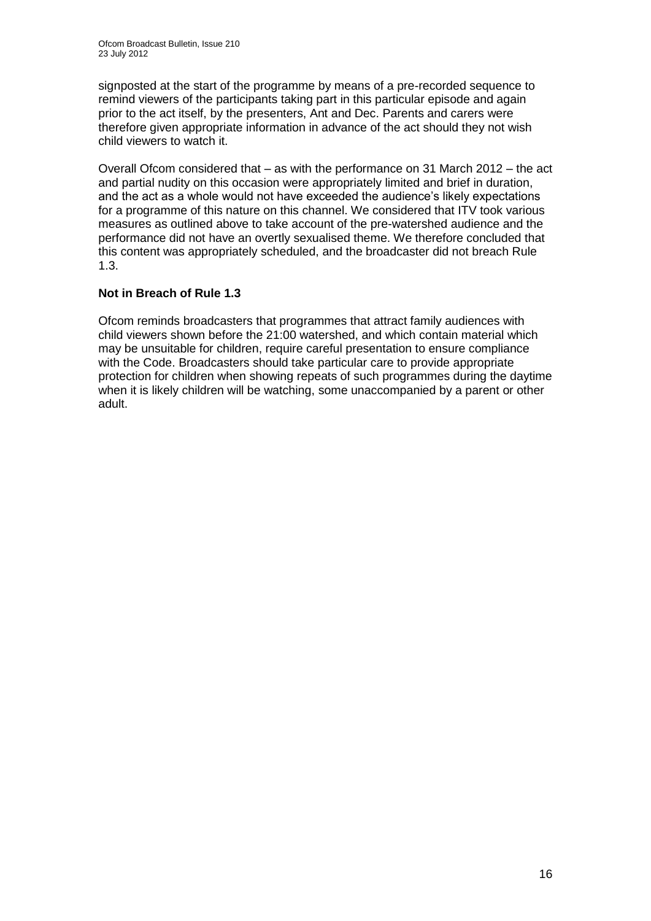signposted at the start of the programme by means of a pre-recorded sequence to remind viewers of the participants taking part in this particular episode and again prior to the act itself, by the presenters, Ant and Dec. Parents and carers were therefore given appropriate information in advance of the act should they not wish child viewers to watch it.

Overall Ofcom considered that – as with the performance on 31 March 2012 – the act and partial nudity on this occasion were appropriately limited and brief in duration, and the act as a whole would not have exceeded the audience's likely expectations for a programme of this nature on this channel. We considered that ITV took various measures as outlined above to take account of the pre-watershed audience and the performance did not have an overtly sexualised theme. We therefore concluded that this content was appropriately scheduled, and the broadcaster did not breach Rule 1.3.

**Not in Breach of Rule 1.3**

Ofcom reminds broadcasters that programmes that attract family audiences with child viewers shown before the 21:00 watershed, and which contain material which may be unsuitable for children, require careful presentation to ensure compliance with the Code. Broadcasters should take particular care to provide appropriate protection for children when showing repeats of such programmes during the daytime when it is likely children will be watching, some unaccompanied by a parent or other adult.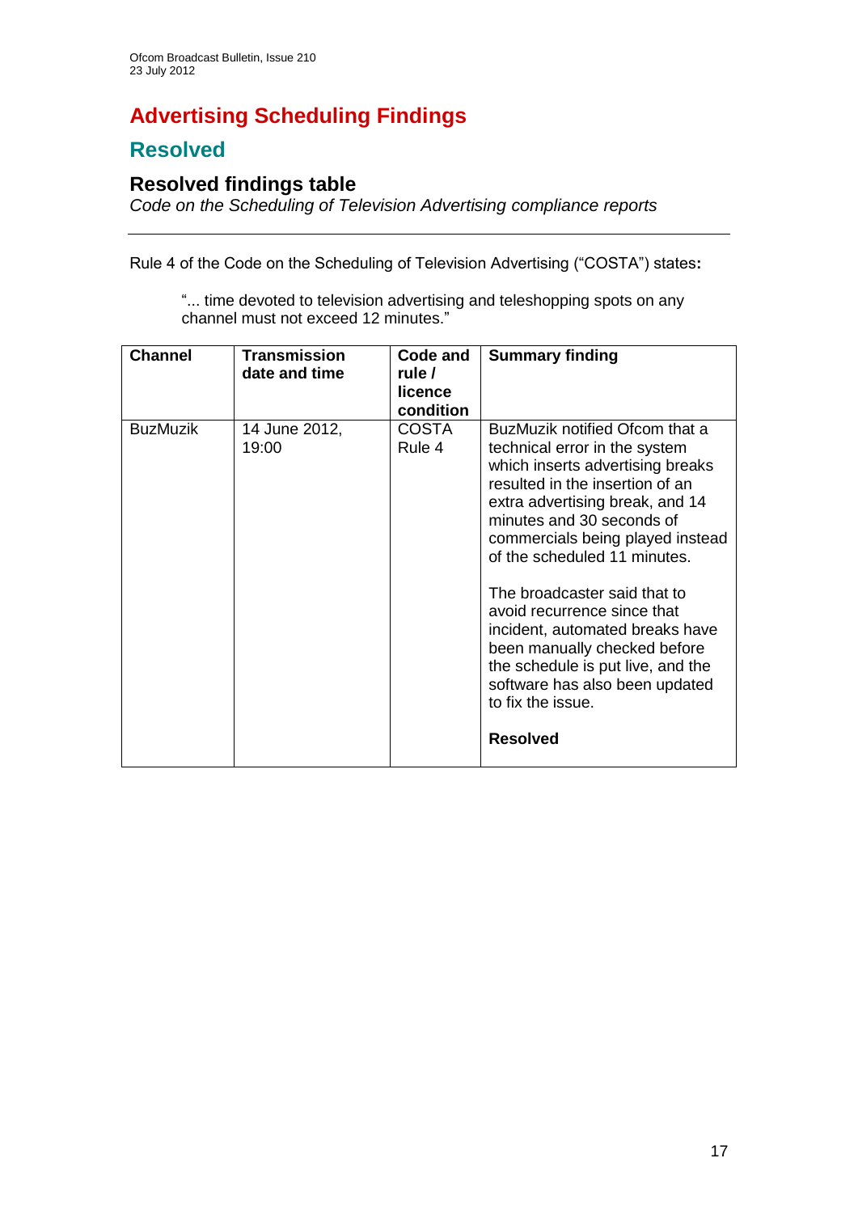# Advertising Scheduling Findings

## Resolved

### Resolved findings table

*Code on the Scheduling of Television Advertising compliance reports*

Rule 4 of the Code on the Scheduling of Television Advertising ("COSTA") states**:**

> "... time devoted to television advertising and teleshopping spots on any channel must not exceed 12 minutes."

| Channel | Transmission date and time | Code and rule / licence condition | Summary finding |
|---|---|---|---|
| BuzMuzik | 14 June 2012, 19:00 | COSTA Rule 4 | BuzMuzik notified Ofcom that a technical error in the system which inserts advertising breaks resulted in the insertion of an extra advertising break, and 14 minutes and 30 seconds of commercials being played instead of the scheduled 11 minutes.<br><br>The broadcaster said that to avoid recurrence since that incident, automated breaks have been manually checked before the schedule is put live, and the software has also been updated to fix the issue.<br><br>**Resolved** |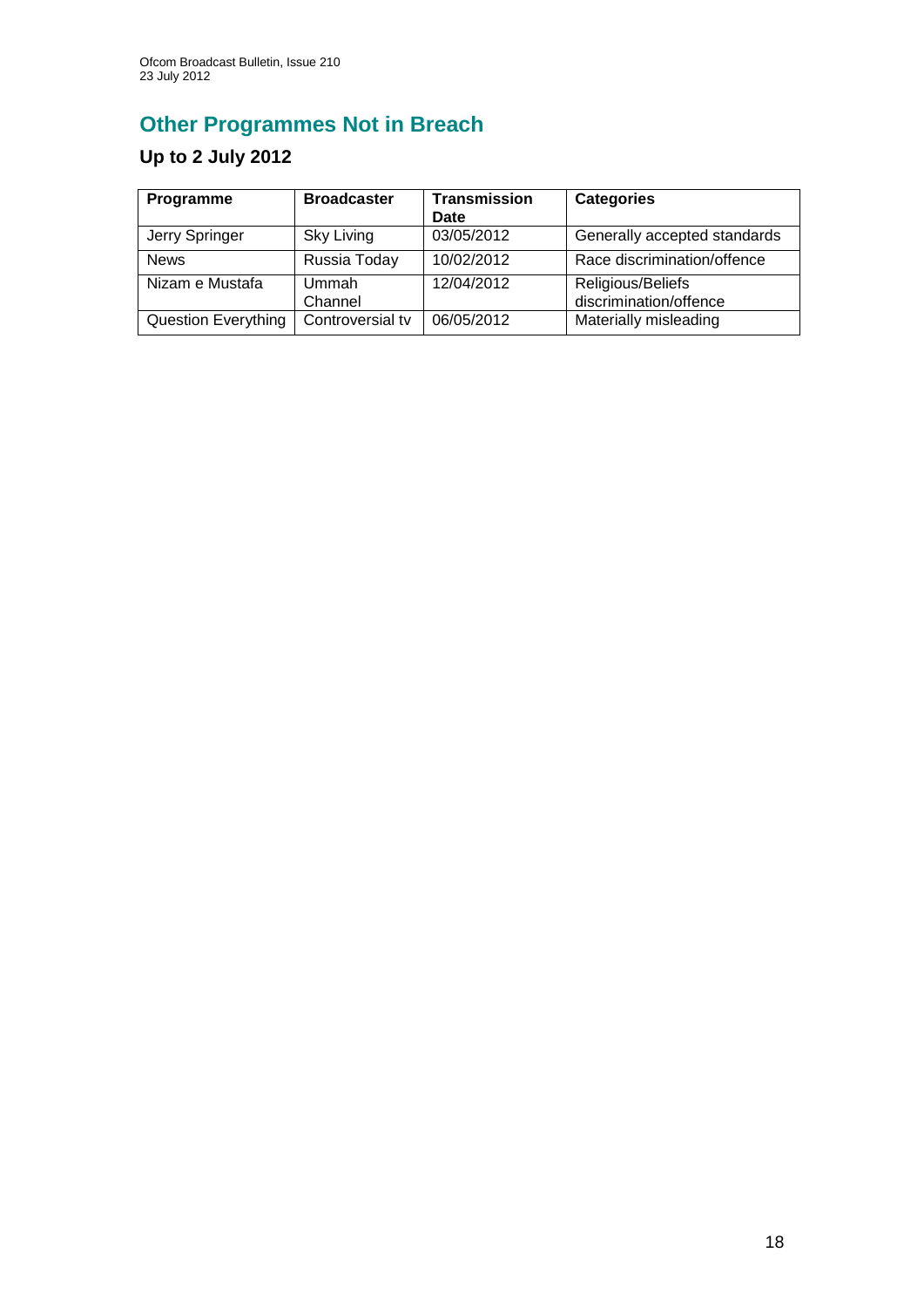# Other Programmes Not in Breach

## Up to 2 July 2012

| Programme | Broadcaster | Transmission Date | Categories |
|---|---|---|---|
| Jerry Springer | Sky Living | 03/05/2012 | Generally accepted standards |
| News | Russia Today | 10/02/2012 | Race discrimination/offence |
| Nizam e Mustafa | Ummah Channel | 12/04/2012 | Religious/Beliefs discrimination/offence |
| Question Everything | Controversial tv | 06/05/2012 | Materially misleading |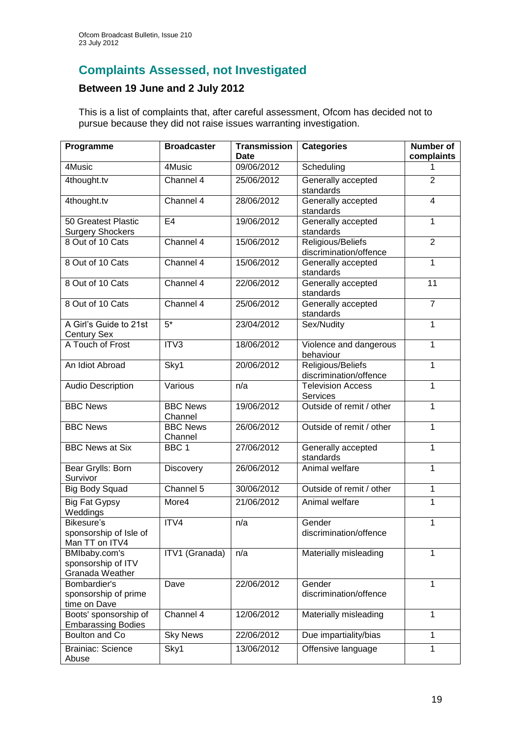## Complaints Assessed, not Investigated

### Between 19 June and 2 July 2012

This is a list of complaints that, after careful assessment, Ofcom has decided not to pursue because they did not raise issues warranting investigation.

| Programme | Broadcaster | Transmission Date | Categories | Number of complaints |
|---|---|---|---|---|
| 4Music | 4Music | 09/06/2012 | Scheduling | 1 |
| 4thought.tv | Channel 4 | 25/06/2012 | Generally accepted standards | 2 |
| 4thought.tv | Channel 4 | 28/06/2012 | Generally accepted standards | 4 |
| 50 Greatest Plastic Surgery Shockers | E4 | 19/06/2012 | Generally accepted standards | 1 |
| 8 Out of 10 Cats | Channel 4 | 15/06/2012 | Religious/Beliefs discrimination/offence | 2 |
| 8 Out of 10 Cats | Channel 4 | 15/06/2012 | Generally accepted standards | 1 |
| 8 Out of 10 Cats | Channel 4 | 22/06/2012 | Generally accepted standards | 11 |
| 8 Out of 10 Cats | Channel 4 | 25/06/2012 | Generally accepted standards | 7 |
| A Girl's Guide to 21st Century Sex | 5* | 23/04/2012 | Sex/Nudity | 1 |
| A Touch of Frost | ITV3 | 18/06/2012 | Violence and dangerous behaviour | 1 |
| An Idiot Abroad | Sky1 | 20/06/2012 | Religious/Beliefs discrimination/offence | 1 |
| Audio Description | Various | n/a | Television Access Services | 1 |
| BBC News | BBC News Channel | 19/06/2012 | Outside of remit / other | 1 |
| BBC News | BBC News Channel | 26/06/2012 | Outside of remit / other | 1 |
| BBC News at Six | BBC 1 | 27/06/2012 | Generally accepted standards | 1 |
| Bear Grylls: Born Survivor | Discovery | 26/06/2012 | Animal welfare | 1 |
| Big Body Squad | Channel 5 | 30/06/2012 | Outside of remit / other | 1 |
| Big Fat Gypsy Weddings | More4 | 21/06/2012 | Animal welfare | 1 |
| Bikesure's sponsorship of Isle of Man TT on ITV4 | ITV4 | n/a | Gender discrimination/offence | 1 |
| BMIbaby.com's sponsorship of ITV Granada Weather | ITV1 (Granada) | n/a | Materially misleading | 1 |
| Bombardier's sponsorship of prime time on Dave | Dave | 22/06/2012 | Gender discrimination/offence | 1 |
| Boots' sponsorship of Embarassing Bodies | Channel 4 | 12/06/2012 | Materially misleading | 1 |
| Boulton and Co | Sky News | 22/06/2012 | Due impartiality/bias | 1 |
| Brainiac: Science Abuse | Sky1 | 13/06/2012 | Offensive language | 1 |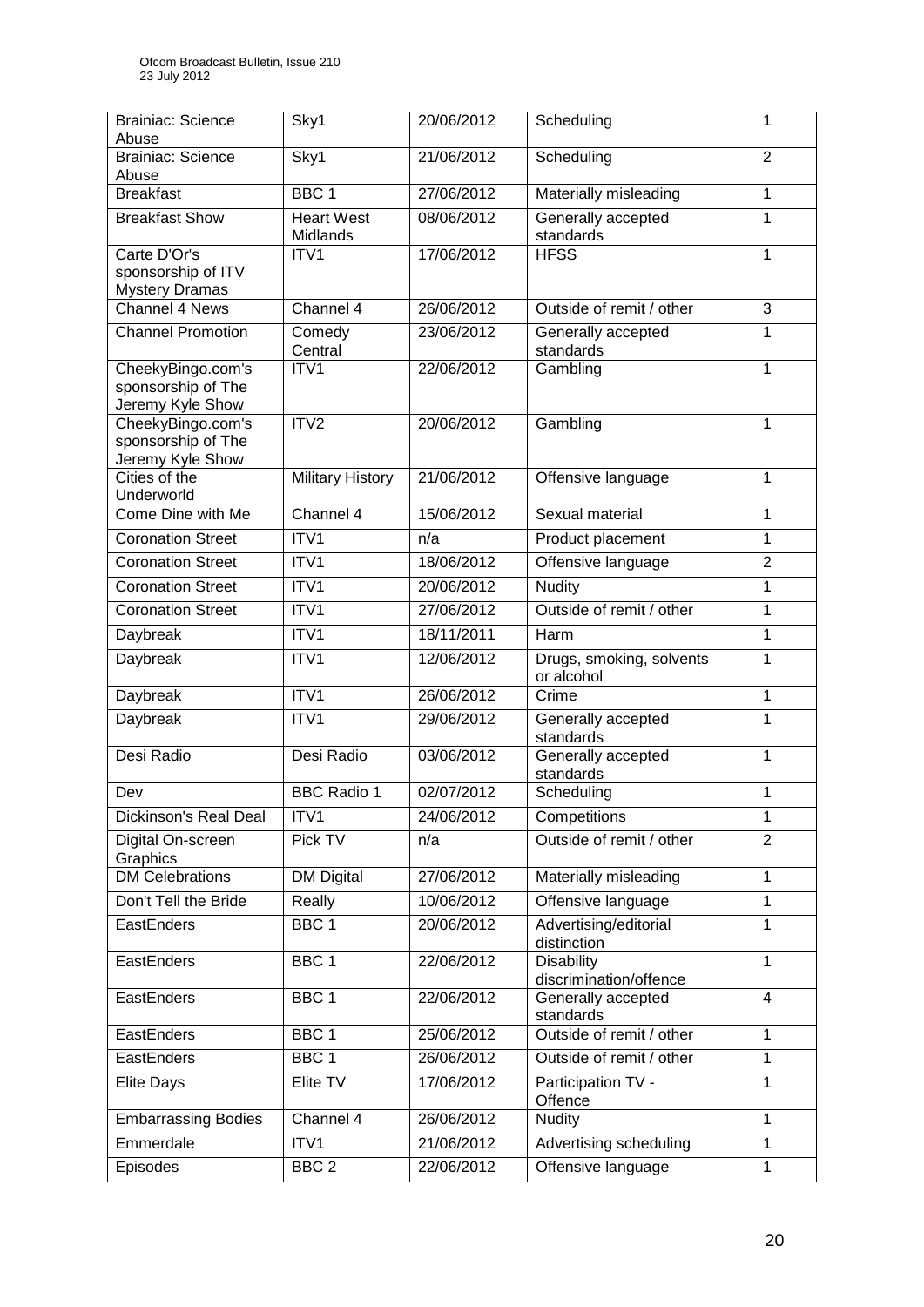| | | | | |
|---|---|---|---|---|
| Brainiac: Science Abuse | Sky1 | 20/06/2012 | Scheduling | 1 |
| Brainiac: Science Abuse | Sky1 | 21/06/2012 | Scheduling | 2 |
| Breakfast | BBC 1 | 27/06/2012 | Materially misleading | 1 |
| Breakfast Show | Heart West Midlands | 08/06/2012 | Generally accepted standards | 1 |
| Carte D'Or's sponsorship of ITV Mystery Dramas | ITV1 | 17/06/2012 | HFSS | 1 |
| Channel 4 News | Channel 4 | 26/06/2012 | Outside of remit / other | 3 |
| Channel Promotion | Comedy Central | 23/06/2012 | Generally accepted standards | 1 |
| CheekyBingo.com's sponsorship of The Jeremy Kyle Show | ITV1 | 22/06/2012 | Gambling | 1 |
| CheekyBingo.com's sponsorship of The Jeremy Kyle Show | ITV2 | 20/06/2012 | Gambling | 1 |
| Cities of the Underworld | Military History | 21/06/2012 | Offensive language | 1 |
| Come Dine with Me | Channel 4 | 15/06/2012 | Sexual material | 1 |
| Coronation Street | ITV1 | n/a | Product placement | 1 |
| Coronation Street | ITV1 | 18/06/2012 | Offensive language | 2 |
| Coronation Street | ITV1 | 20/06/2012 | Nudity | 1 |
| Coronation Street | ITV1 | 27/06/2012 | Outside of remit / other | 1 |
| Daybreak | ITV1 | 18/11/2011 | Harm | 1 |
| Daybreak | ITV1 | 12/06/2012 | Drugs, smoking, solvents or alcohol | 1 |
| Daybreak | ITV1 | 26/06/2012 | Crime | 1 |
| Daybreak | ITV1 | 29/06/2012 | Generally accepted standards | 1 |
| Desi Radio | Desi Radio | 03/06/2012 | Generally accepted standards | 1 |
| Dev | BBC Radio 1 | 02/07/2012 | Scheduling | 1 |
| Dickinson's Real Deal | ITV1 | 24/06/2012 | Competitions | 1 |
| Digital On-screen Graphics | Pick TV | n/a | Outside of remit / other | 2 |
| DM Celebrations | DM Digital | 27/06/2012 | Materially misleading | 1 |
| Don't Tell the Bride | Really | 10/06/2012 | Offensive language | 1 |
| EastEnders | BBC 1 | 20/06/2012 | Advertising/editorial distinction | 1 |
| EastEnders | BBC 1 | 22/06/2012 | Disability discrimination/offence | 1 |
| EastEnders | BBC 1 | 22/06/2012 | Generally accepted standards | 4 |
| EastEnders | BBC 1 | 25/06/2012 | Outside of remit / other | 1 |
| EastEnders | BBC 1 | 26/06/2012 | Outside of remit / other | 1 |
| Elite Days | Elite TV | 17/06/2012 | Participation TV - Offence | 1 |
| Embarrassing Bodies | Channel 4 | 26/06/2012 | Nudity | 1 |
| Emmerdale | ITV1 | 21/06/2012 | Advertising scheduling | 1 |
| Episodes | BBC 2 | 22/06/2012 | Offensive language | 1 |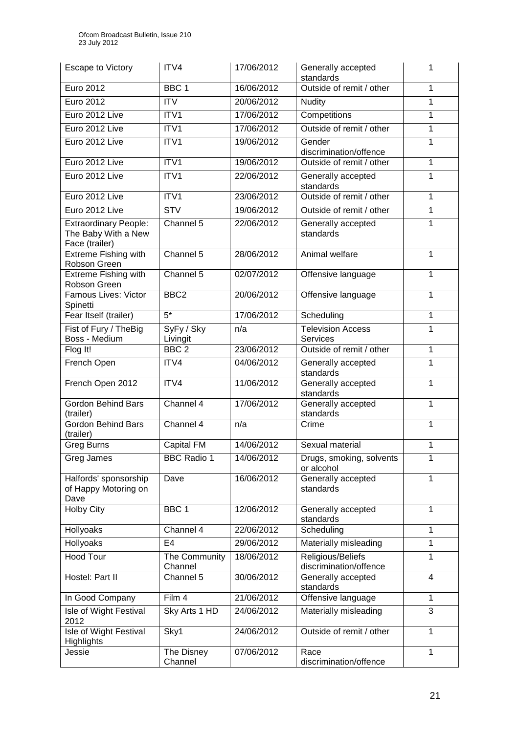| | | | | |
|---|---|---|---|---|
| Escape to Victory | ITV4 | 17/06/2012 | Generally accepted standards | 1 |
| Euro 2012 | BBC 1 | 16/06/2012 | Outside of remit / other | 1 |
| Euro 2012 | ITV | 20/06/2012 | Nudity | 1 |
| Euro 2012 Live | ITV1 | 17/06/2012 | Competitions | 1 |
| Euro 2012 Live | ITV1 | 17/06/2012 | Outside of remit / other | 1 |
| Euro 2012 Live | ITV1 | 19/06/2012 | Gender discrimination/offence | 1 |
| Euro 2012 Live | ITV1 | 19/06/2012 | Outside of remit / other | 1 |
| Euro 2012 Live | ITV1 | 22/06/2012 | Generally accepted standards | 1 |
| Euro 2012 Live | ITV1 | 23/06/2012 | Outside of remit / other | 1 |
| Euro 2012 Live | STV | 19/06/2012 | Outside of remit / other | 1 |
| Extraordinary People: The Baby With a New Face (trailer) | Channel 5 | 22/06/2012 | Generally accepted standards | 1 |
| Extreme Fishing with Robson Green | Channel 5 | 28/06/2012 | Animal welfare | 1 |
| Extreme Fishing with Robson Green | Channel 5 | 02/07/2012 | Offensive language | 1 |
| Famous Lives: Victor Spinetti | BBC2 | 20/06/2012 | Offensive language | 1 |
| Fear Itself (trailer) | 5* | 17/06/2012 | Scheduling | 1 |
| Fist of Fury / TheBig Boss - Medium | SyFy / Sky Livingit | n/a | Television Access Services | 1 |
| Flog It! | BBC 2 | 23/06/2012 | Outside of remit / other | 1 |
| French Open | ITV4 | 04/06/2012 | Generally accepted standards | 1 |
| French Open 2012 | ITV4 | 11/06/2012 | Generally accepted standards | 1 |
| Gordon Behind Bars (trailer) | Channel 4 | 17/06/2012 | Generally accepted standards | 1 |
| Gordon Behind Bars (trailer) | Channel 4 | n/a | Crime | 1 |
| Greg Burns | Capital FM | 14/06/2012 | Sexual material | 1 |
| Greg James | BBC Radio 1 | 14/06/2012 | Drugs, smoking, solvents or alcohol | 1 |
| Halfords' sponsorship of Happy Motoring on Dave | Dave | 16/06/2012 | Generally accepted standards | 1 |
| Holby City | BBC 1 | 12/06/2012 | Generally accepted standards | 1 |
| Hollyoaks | Channel 4 | 22/06/2012 | Scheduling | 1 |
| Hollyoaks | E4 | 29/06/2012 | Materially misleading | 1 |
| Hood Tour | The Community Channel | 18/06/2012 | Religious/Beliefs discrimination/offence | 1 |
| Hostel: Part II | Channel 5 | 30/06/2012 | Generally accepted standards | 4 |
| In Good Company | Film 4 | 21/06/2012 | Offensive language | 1 |
| Isle of Wight Festival 2012 | Sky Arts 1 HD | 24/06/2012 | Materially misleading | 3 |
| Isle of Wight Festival Highlights | Sky1 | 24/06/2012 | Outside of remit / other | 1 |
| Jessie | The Disney Channel | 07/06/2012 | Race discrimination/offence | 1 |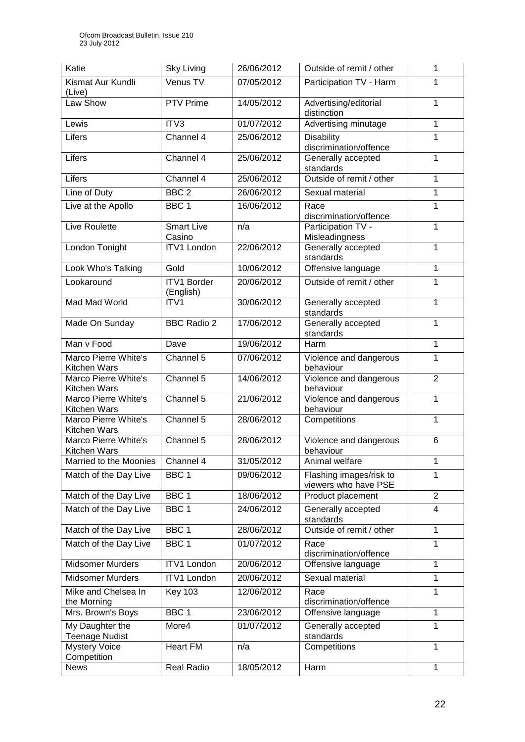| | | | | |
|---|---|---|---|---|
| Katie | Sky Living | 26/06/2012 | Outside of remit / other | 1 |
| Kismat Aur Kundli (Live) | Venus TV | 07/05/2012 | Participation TV - Harm | 1 |
| Law Show | PTV Prime | 14/05/2012 | Advertising/editorial distinction | 1 |
| Lewis | ITV3 | 01/07/2012 | Advertising minutage | 1 |
| Lifers | Channel 4 | 25/06/2012 | Disability discrimination/offence | 1 |
| Lifers | Channel 4 | 25/06/2012 | Generally accepted standards | 1 |
| Lifers | Channel 4 | 25/06/2012 | Outside of remit / other | 1 |
| Line of Duty | BBC 2 | 26/06/2012 | Sexual material | 1 |
| Live at the Apollo | BBC 1 | 16/06/2012 | Race discrimination/offence | 1 |
| Live Roulette | Smart Live Casino | n/a | Participation TV - Misleadingness | 1 |
| London Tonight | ITV1 London | 22/06/2012 | Generally accepted standards | 1 |
| Look Who's Talking | Gold | 10/06/2012 | Offensive language | 1 |
| Lookaround | ITV1 Border (English) | 20/06/2012 | Outside of remit / other | 1 |
| Mad Mad World | ITV1 | 30/06/2012 | Generally accepted standards | 1 |
| Made On Sunday | BBC Radio 2 | 17/06/2012 | Generally accepted standards | 1 |
| Man v Food | Dave | 19/06/2012 | Harm | 1 |
| Marco Pierre White's Kitchen Wars | Channel 5 | 07/06/2012 | Violence and dangerous behaviour | 1 |
| Marco Pierre White's Kitchen Wars | Channel 5 | 14/06/2012 | Violence and dangerous behaviour | 2 |
| Marco Pierre White's Kitchen Wars | Channel 5 | 21/06/2012 | Violence and dangerous behaviour | 1 |
| Marco Pierre White's Kitchen Wars | Channel 5 | 28/06/2012 | Competitions | 1 |
| Marco Pierre White's Kitchen Wars | Channel 5 | 28/06/2012 | Violence and dangerous behaviour | 6 |
| Married to the Moonies | Channel 4 | 31/05/2012 | Animal welfare | 1 |
| Match of the Day Live | BBC 1 | 09/06/2012 | Flashing images/risk to viewers who have PSE | 1 |
| Match of the Day Live | BBC 1 | 18/06/2012 | Product placement | 2 |
| Match of the Day Live | BBC 1 | 24/06/2012 | Generally accepted standards | 4 |
| Match of the Day Live | BBC 1 | 28/06/2012 | Outside of remit / other | 1 |
| Match of the Day Live | BBC 1 | 01/07/2012 | Race discrimination/offence | 1 |
| Midsomer Murders | ITV1 London | 20/06/2012 | Offensive language | 1 |
| Midsomer Murders | ITV1 London | 20/06/2012 | Sexual material | 1 |
| Mike and Chelsea In the Morning | Key 103 | 12/06/2012 | Race discrimination/offence | 1 |
| Mrs. Brown's Boys | BBC 1 | 23/06/2012 | Offensive language | 1 |
| My Daughter the Teenage Nudist | More4 | 01/07/2012 | Generally accepted standards | 1 |
| Mystery Voice Competition | Heart FM | n/a | Competitions | 1 |
| News | Real Radio | 18/05/2012 | Harm | 1 |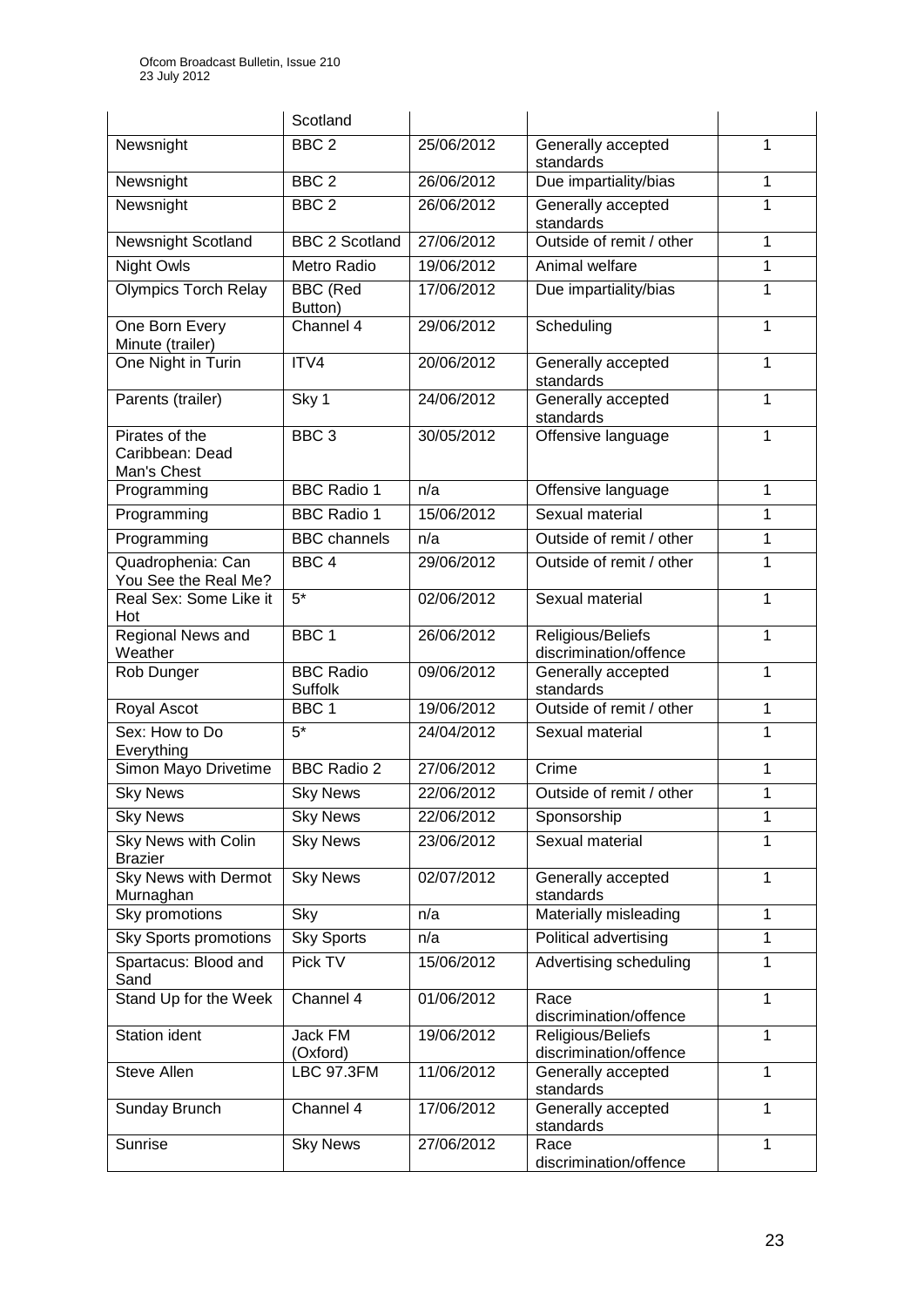| | | | | |
|---|---|---|---|---|
| | Scotland | | | |
| Newsnight | BBC 2 | 25/06/2012 | Generally accepted standards | 1 |
| Newsnight | BBC 2 | 26/06/2012 | Due impartiality/bias | 1 |
| Newsnight | BBC 2 | 26/06/2012 | Generally accepted standards | 1 |
| Newsnight Scotland | BBC 2 Scotland | 27/06/2012 | Outside of remit / other | 1 |
| Night Owls | Metro Radio | 19/06/2012 | Animal welfare | 1 |
| Olympics Torch Relay | BBC (Red Button) | 17/06/2012 | Due impartiality/bias | 1 |
| One Born Every Minute (trailer) | Channel 4 | 29/06/2012 | Scheduling | 1 |
| One Night in Turin | ITV4 | 20/06/2012 | Generally accepted standards | 1 |
| Parents (trailer) | Sky 1 | 24/06/2012 | Generally accepted standards | 1 |
| Pirates of the Caribbean: Dead Man's Chest | BBC 3 | 30/05/2012 | Offensive language | 1 |
| Programming | BBC Radio 1 | n/a | Offensive language | 1 |
| Programming | BBC Radio 1 | 15/06/2012 | Sexual material | 1 |
| Programming | BBC channels | n/a | Outside of remit / other | 1 |
| Quadrophenia: Can You See the Real Me? | BBC 4 | 29/06/2012 | Outside of remit / other | 1 |
| Real Sex: Some Like it Hot | 5* | 02/06/2012 | Sexual material | 1 |
| Regional News and Weather | BBC 1 | 26/06/2012 | Religious/Beliefs discrimination/offence | 1 |
| Rob Dunger | BBC Radio Suffolk | 09/06/2012 | Generally accepted standards | 1 |
| Royal Ascot | BBC 1 | 19/06/2012 | Outside of remit / other | 1 |
| Sex: How to Do Everything | 5* | 24/04/2012 | Sexual material | 1 |
| Simon Mayo Drivetime | BBC Radio 2 | 27/06/2012 | Crime | 1 |
| Sky News | Sky News | 22/06/2012 | Outside of remit / other | 1 |
| Sky News | Sky News | 22/06/2012 | Sponsorship | 1 |
| Sky News with Colin Brazier | Sky News | 23/06/2012 | Sexual material | 1 |
| Sky News with Dermot Murnaghan | Sky News | 02/07/2012 | Generally accepted standards | 1 |
| Sky promotions | Sky | n/a | Materially misleading | 1 |
| Sky Sports promotions | Sky Sports | n/a | Political advertising | 1 |
| Spartacus: Blood and Sand | Pick TV | 15/06/2012 | Advertising scheduling | 1 |
| Stand Up for the Week | Channel 4 | 01/06/2012 | Race discrimination/offence | 1 |
| Station ident | Jack FM (Oxford) | 19/06/2012 | Religious/Beliefs discrimination/offence | 1 |
| Steve Allen | LBC 97.3FM | 11/06/2012 | Generally accepted standards | 1 |
| Sunday Brunch | Channel 4 | 17/06/2012 | Generally accepted standards | 1 |
| Sunrise | Sky News | 27/06/2012 | Race discrimination/offence | 1 |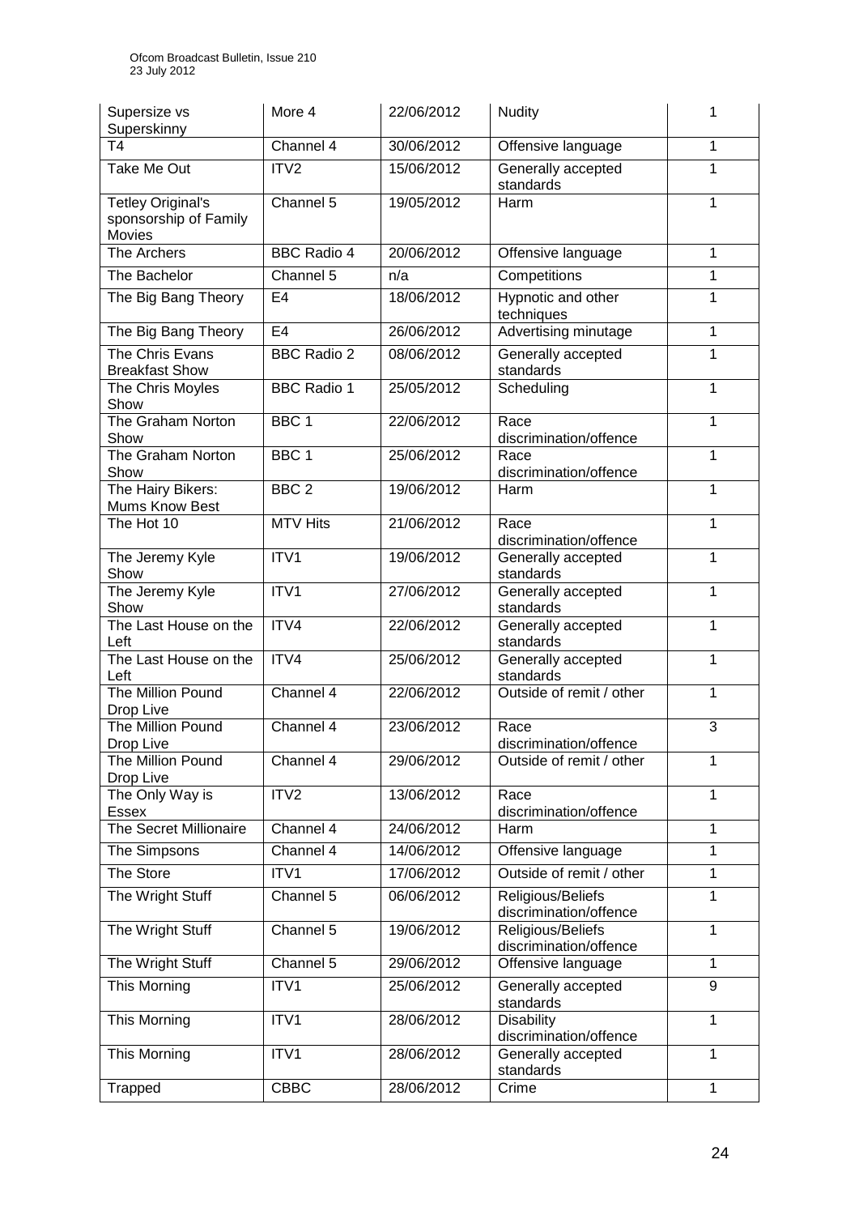| | | | | |
|---|---|---|---|---|
| Supersize vs Superskinny | More 4 | 22/06/2012 | Nudity | 1 |
| T4 | Channel 4 | 30/06/2012 | Offensive language | 1 |
| Take Me Out | ITV2 | 15/06/2012 | Generally accepted standards | 1 |
| Tetley Original's sponsorship of Family Movies | Channel 5 | 19/05/2012 | Harm | 1 |
| The Archers | BBC Radio 4 | 20/06/2012 | Offensive language | 1 |
| The Bachelor | Channel 5 | n/a | Competitions | 1 |
| The Big Bang Theory | E4 | 18/06/2012 | Hypnotic and other techniques | 1 |
| The Big Bang Theory | E4 | 26/06/2012 | Advertising minutage | 1 |
| The Chris Evans Breakfast Show | BBC Radio 2 | 08/06/2012 | Generally accepted standards | 1 |
| The Chris Moyles Show | BBC Radio 1 | 25/05/2012 | Scheduling | 1 |
| The Graham Norton Show | BBC 1 | 22/06/2012 | Race discrimination/offence | 1 |
| The Graham Norton Show | BBC 1 | 25/06/2012 | Race discrimination/offence | 1 |
| The Hairy Bikers: Mums Know Best | BBC 2 | 19/06/2012 | Harm | 1 |
| The Hot 10 | MTV Hits | 21/06/2012 | Race discrimination/offence | 1 |
| The Jeremy Kyle Show | ITV1 | 19/06/2012 | Generally accepted standards | 1 |
| The Jeremy Kyle Show | ITV1 | 27/06/2012 | Generally accepted standards | 1 |
| The Last House on the Left | ITV4 | 22/06/2012 | Generally accepted standards | 1 |
| The Last House on the Left | ITV4 | 25/06/2012 | Generally accepted standards | 1 |
| The Million Pound Drop Live | Channel 4 | 22/06/2012 | Outside of remit / other | 1 |
| The Million Pound Drop Live | Channel 4 | 23/06/2012 | Race discrimination/offence | 3 |
| The Million Pound Drop Live | Channel 4 | 29/06/2012 | Outside of remit / other | 1 |
| The Only Way is Essex | ITV2 | 13/06/2012 | Race discrimination/offence | 1 |
| The Secret Millionaire | Channel 4 | 24/06/2012 | Harm | 1 |
| The Simpsons | Channel 4 | 14/06/2012 | Offensive language | 1 |
| The Store | ITV1 | 17/06/2012 | Outside of remit / other | 1 |
| The Wright Stuff | Channel 5 | 06/06/2012 | Religious/Beliefs discrimination/offence | 1 |
| The Wright Stuff | Channel 5 | 19/06/2012 | Religious/Beliefs discrimination/offence | 1 |
| The Wright Stuff | Channel 5 | 29/06/2012 | Offensive language | 1 |
| This Morning | ITV1 | 25/06/2012 | Generally accepted standards | 9 |
| This Morning | ITV1 | 28/06/2012 | Disability discrimination/offence | 1 |
| This Morning | ITV1 | 28/06/2012 | Generally accepted standards | 1 |
| Trapped | CBBC | 28/06/2012 | Crime | 1 |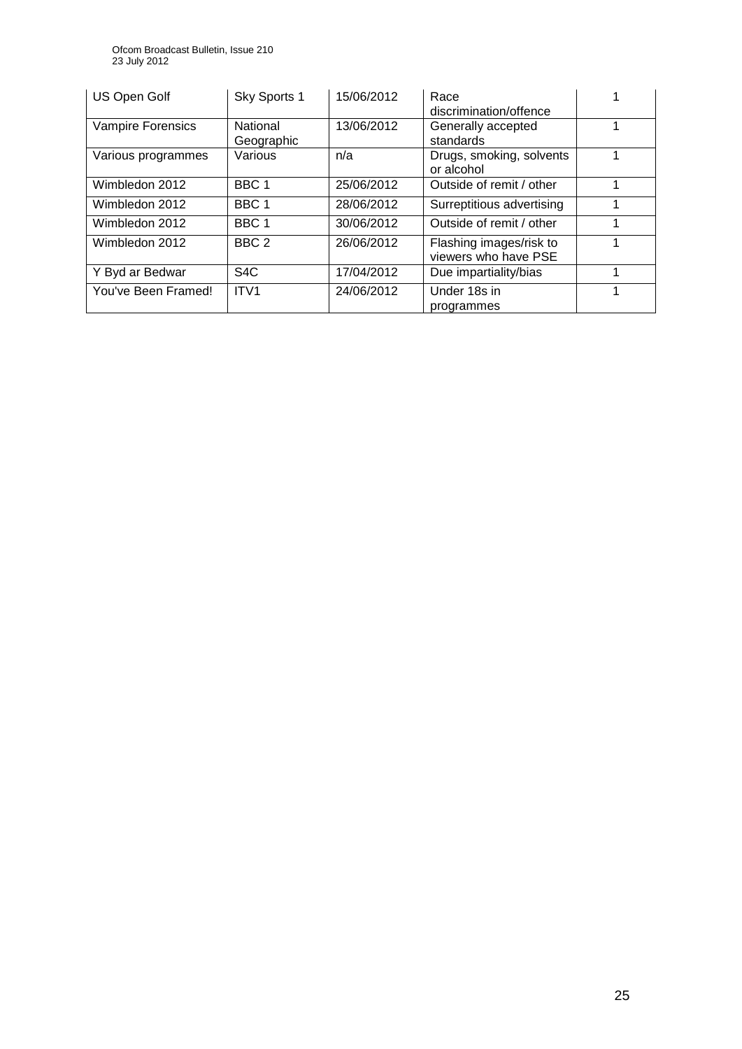| US Open Golf | Sky Sports 1 | 15/06/2012 | Race discrimination/offence | 1 |
|---|---|---|---|---|
| Vampire Forensics | National Geographic | 13/06/2012 | Generally accepted standards | 1 |
| Various programmes | Various | n/a | Drugs, smoking, solvents or alcohol | 1 |
| Wimbledon 2012 | BBC 1 | 25/06/2012 | Outside of remit / other | 1 |
| Wimbledon 2012 | BBC 1 | 28/06/2012 | Surreptitious advertising | 1 |
| Wimbledon 2012 | BBC 1 | 30/06/2012 | Outside of remit / other | 1 |
| Wimbledon 2012 | BBC 2 | 26/06/2012 | Flashing images/risk to viewers who have PSE | 1 |
| Y Byd ar Bedwar | S4C | 17/04/2012 | Due impartiality/bias | 1 |
| You've Been Framed! | ITV1 | 24/06/2012 | Under 18s in programmes | 1 |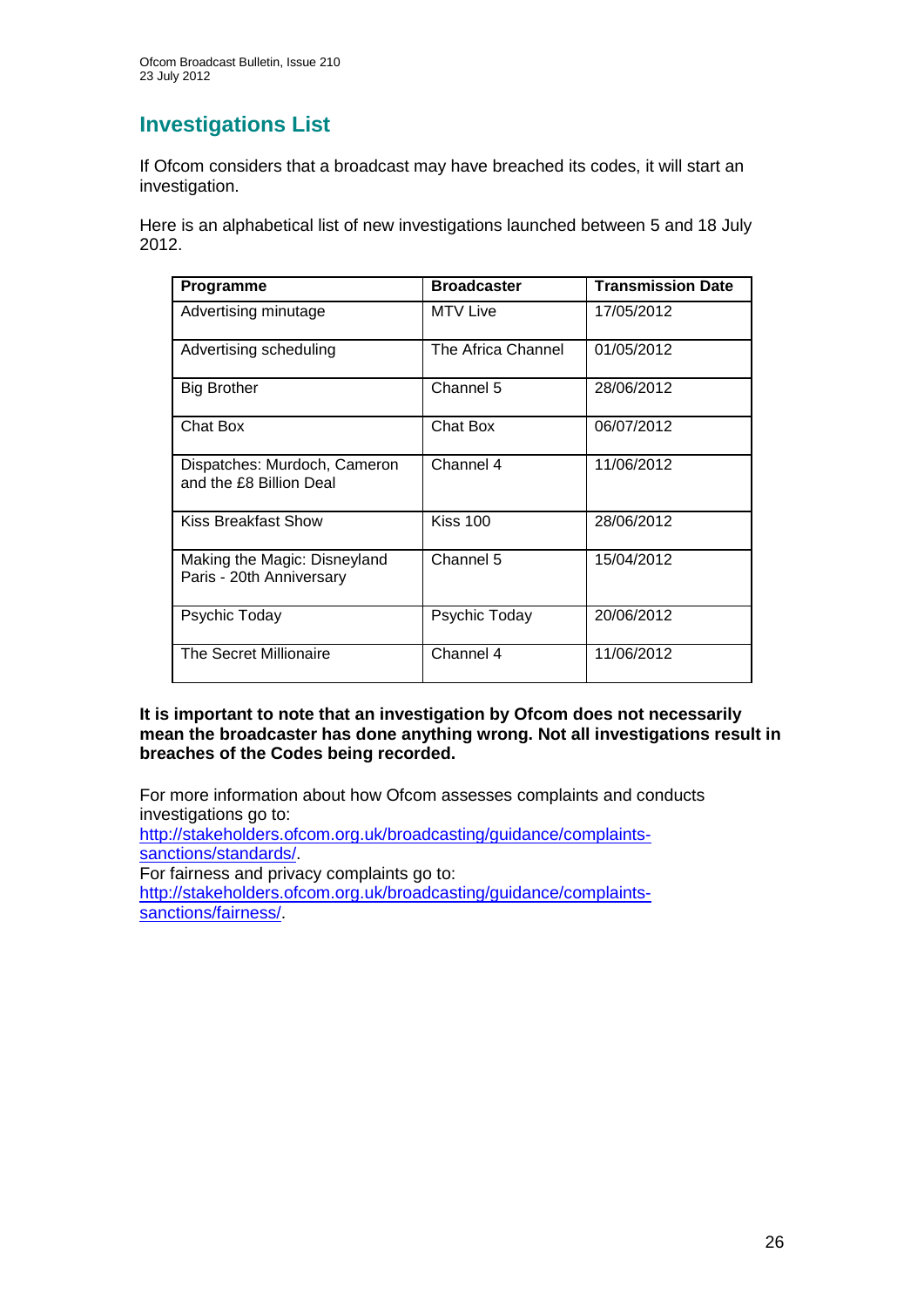## Investigations List

If Ofcom considers that a broadcast may have breached its codes, it will start an investigation.

Here is an alphabetical list of new investigations launched between 5 and 18 July 2012.

| Programme | Broadcaster | Transmission Date |
|---|---|---|
| Advertising minutage | MTV Live | 17/05/2012 |
| Advertising scheduling | The Africa Channel | 01/05/2012 |
| Big Brother | Channel 5 | 28/06/2012 |
| Chat Box | Chat Box | 06/07/2012 |
| Dispatches: Murdoch, Cameron and the £8 Billion Deal | Channel 4 | 11/06/2012 |
| Kiss Breakfast Show | Kiss 100 | 28/06/2012 |
| Making the Magic: Disneyland Paris - 20th Anniversary | Channel 5 | 15/04/2012 |
| Psychic Today | Psychic Today | 20/06/2012 |
| The Secret Millionaire | Channel 4 | 11/06/2012 |

**It is important to note that an investigation by Ofcom does not necessarily mean the broadcaster has done anything wrong. Not all investigations result in breaches of the Codes being recorded.**

For more information about how Ofcom assesses complaints and conducts investigations go to:
[http://stakeholders.ofcom.org.uk/broadcasting/guidance/complaints-sanctions/standards/](http://stakeholders.ofcom.org.uk/broadcasting/guidance/complaints-sanctions/standards/).
For fairness and privacy complaints go to:
[http://stakeholders.ofcom.org.uk/broadcasting/guidance/complaints-sanctions/fairness/](http://stakeholders.ofcom.org.uk/broadcasting/guidance/complaints-sanctions/fairness/).